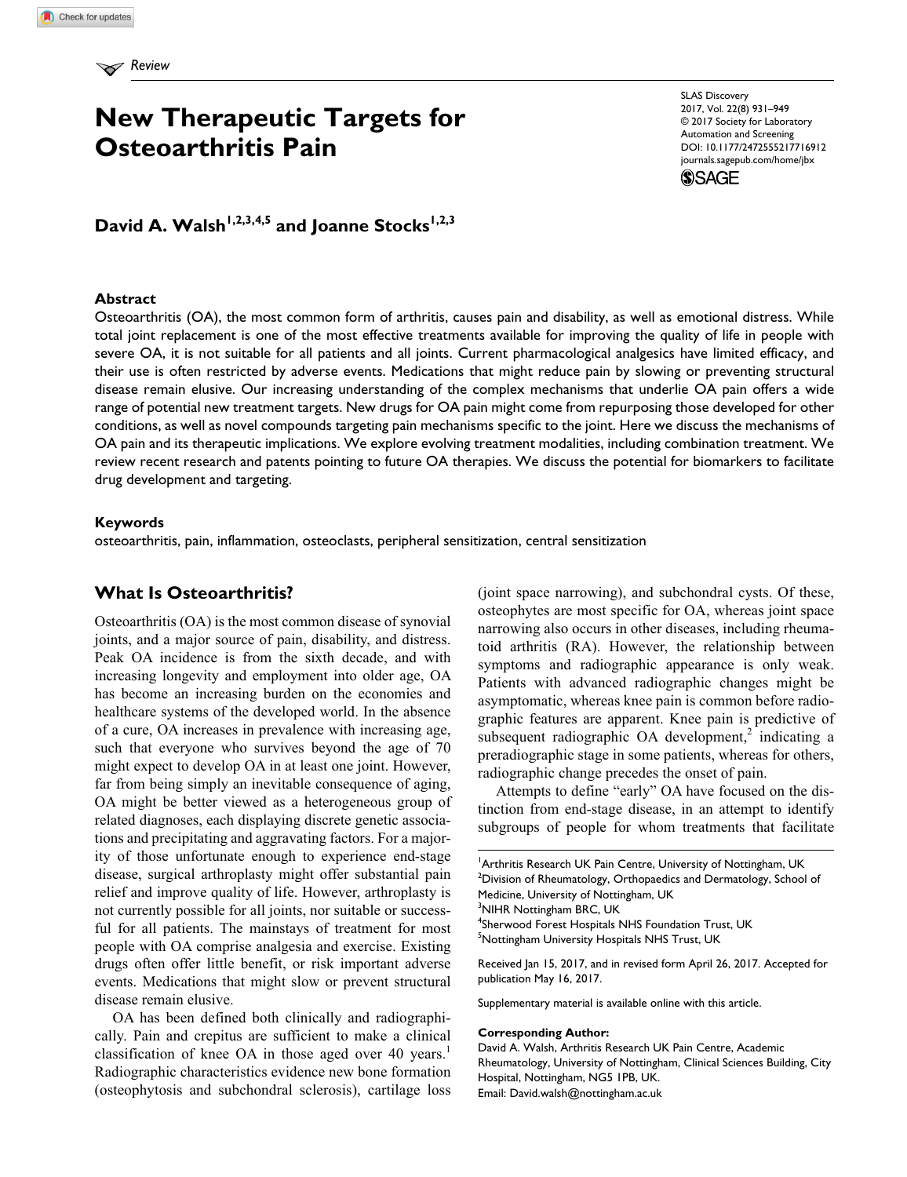Review

# New Therapeutic Targets for Osteoarthritis Pain

SLAS Discovery
2017, Vol. 22(8) 931–949
© 2017 Society for Laboratory Automation and Screening
DOI: 10.1177/2472555217716912
journals.sagepub.com/home/jbx

**David A. Walsh[1,2,3,4,5] and Joanne Stocks[1,2,3]**

## Abstract

Osteoarthritis (OA), the most common form of arthritis, causes pain and disability, as well as emotional distress. While total joint replacement is one of the most effective treatments available for improving the quality of life in people with severe OA, it is not suitable for all patients and all joints. Current pharmacological analgesics have limited efficacy, and their use is often restricted by adverse events. Medications that might reduce pain by slowing or preventing structural disease remain elusive. Our increasing understanding of the complex mechanisms that underlie OA pain offers a wide range of potential new treatment targets. New drugs for OA pain might come from repurposing those developed for other conditions, as well as novel compounds targeting pain mechanisms specific to the joint. Here we discuss the mechanisms of OA pain and its therapeutic implications. We explore evolving treatment modalities, including combination treatment. We review recent research and patents pointing to future OA therapies. We discuss the potential for biomarkers to facilitate drug development and targeting.

### Keywords

osteoarthritis, pain, inflammation, osteoclasts, peripheral sensitization, central sensitization

## What Is Osteoarthritis?

Osteoarthritis (OA) is the most common disease of synovial joints, and a major source of pain, disability, and distress. Peak OA incidence is from the sixth decade, and with increasing longevity and employment into older age, OA has become an increasing burden on the economies and healthcare systems of the developed world. In the absence of a cure, OA increases in prevalence with increasing age, such that everyone who survives beyond the age of 70 might expect to develop OA in at least one joint. However, far from being simply an inevitable consequence of aging, OA might be better viewed as a heterogeneous group of related diagnoses, each displaying discrete genetic associations and precipitating and aggravating factors. For a majority of those unfortunate enough to experience end-stage disease, surgical arthroplasty might offer substantial pain relief and improve quality of life. However, arthroplasty is not currently possible for all joints, nor suitable or successful for all patients. The mainstays of treatment for most people with OA comprise analgesia and exercise. Existing drugs often offer little benefit, or risk important adverse events. Medications that might slow or prevent structural disease remain elusive.

OA has been defined both clinically and radiographically. Pain and crepitus are sufficient to make a clinical classification of knee OA in those aged over 40 years.[1] Radiographic characteristics evidence new bone formation (osteophytosis and subchondral sclerosis), cartilage loss (joint space narrowing), and subchondral cysts. Of these, osteophytes are most specific for OA, whereas joint space narrowing also occurs in other diseases, including rheumatoid arthritis (RA). However, the relationship between symptoms and radiographic appearance is only weak. Patients with advanced radiographic changes might be asymptomatic, whereas knee pain is common before radiographic features are apparent. Knee pain is predictive of subsequent radiographic OA development,[2] indicating a preradiographic stage in some patients, whereas for others, radiographic change precedes the onset of pain.

Attempts to define "early" OA have focused on the distinction from end-stage disease, in an attempt to identify subgroups of people for whom treatments that facilitate

[1]Arthritis Research UK Pain Centre, University of Nottingham, UK
[2]Division of Rheumatology, Orthopaedics and Dermatology, School of Medicine, University of Nottingham, UK
[3]NIHR Nottingham BRC, UK
[4]Sherwood Forest Hospitals NHS Foundation Trust, UK
[5]Nottingham University Hospitals NHS Trust, UK

Received Jan 15, 2017, and in revised form April 26, 2017. Accepted for publication May 16, 2017.

Supplementary material is available online with this article.

**Corresponding Author:**
David A. Walsh, Arthritis Research UK Pain Centre, Academic Rheumatology, University of Nottingham, Clinical Sciences Building, City Hospital, Nottingham, NG5 1PB, UK.
Email: David.walsh@nottingham.ac.uk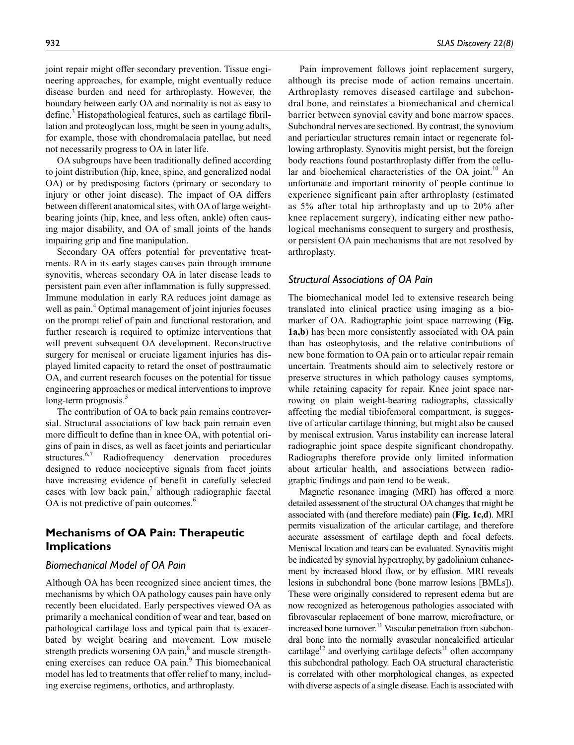joint repair might offer secondary prevention. Tissue engineering approaches, for example, might eventually reduce disease burden and need for arthroplasty. However, the boundary between early OA and normality is not as easy to define.[3] Histopathological features, such as cartilage fibrillation and proteoglycan loss, might be seen in young adults, for example, those with chondromalacia patellae, but need not necessarily progress to OA in later life.

OA subgroups have been traditionally defined according to joint distribution (hip, knee, spine, and generalized nodal OA) or by predisposing factors (primary or secondary to injury or other joint disease). The impact of OA differs between different anatomical sites, with OA of large weight-bearing joints (hip, knee, and less often, ankle) often causing major disability, and OA of small joints of the hands impairing grip and fine manipulation.

Secondary OA offers potential for preventative treatments. RA in its early stages causes pain through immune synovitis, whereas secondary OA in later disease leads to persistent pain even after inflammation is fully suppressed. Immune modulation in early RA reduces joint damage as well as pain.[4] Optimal management of joint injuries focuses on the prompt relief of pain and functional restoration, and further research is required to optimize interventions that will prevent subsequent OA development. Reconstructive surgery for meniscal or cruciate ligament injuries has displayed limited capacity to retard the onset of posttraumatic OA, and current research focuses on the potential for tissue engineering approaches or medical interventions to improve long-term prognosis.[5]

The contribution of OA to back pain remains controversial. Structural associations of low back pain remain even more difficult to define than in knee OA, with potential origins of pain in discs, as well as facet joints and periarticular structures.[6,7] Radiofrequency denervation procedures designed to reduce nociceptive signals from facet joints have increasing evidence of benefit in carefully selected cases with low back pain,[7] although radiographic facetal OA is not predictive of pain outcomes.[6]

## Mechanisms of OA Pain: Therapeutic Implications

### Biomechanical Model of OA Pain

Although OA has been recognized since ancient times, the mechanisms by which OA pathology causes pain have only recently been elucidated. Early perspectives viewed OA as primarily a mechanical condition of wear and tear, based on pathological cartilage loss and typical pain that is exacerbated by weight bearing and movement. Low muscle strength predicts worsening OA pain,[8] and muscle strengthening exercises can reduce OA pain.[9] This biomechanical model has led to treatments that offer relief to many, including exercise regimens, orthotics, and arthroplasty.

Pain improvement follows joint replacement surgery, although its precise mode of action remains uncertain. Arthroplasty removes diseased cartilage and subchondral bone, and reinstates a biomechanical and chemical barrier between synovial cavity and bone marrow spaces. Subchondral nerves are sectioned. By contrast, the synovium and periarticular structures remain intact or regenerate following arthroplasty. Synovitis might persist, but the foreign body reactions found postarthroplasty differ from the cellular and biochemical characteristics of the OA joint.[10] An unfortunate and important minority of people continue to experience significant pain after arthroplasty (estimated as 5% after total hip arthroplasty and up to 20% after knee replacement surgery), indicating either new pathological mechanisms consequent to surgery and prosthesis, or persistent OA pain mechanisms that are not resolved by arthroplasty.

### Structural Associations of OA Pain

The biomechanical model led to extensive research being translated into clinical practice using imaging as a biomarker of OA. Radiographic joint space narrowing (**Fig. 1a,b**) has been more consistently associated with OA pain than has osteophytosis, and the relative contributions of new bone formation to OA pain or to articular repair remain uncertain. Treatments should aim to selectively restore or preserve structures in which pathology causes symptoms, while retaining capacity for repair. Knee joint space narrowing on plain weight-bearing radiographs, classically affecting the medial tibiofemoral compartment, is suggestive of articular cartilage thinning, but might also be caused by meniscal extrusion. Varus instability can increase lateral radiographic joint space despite significant chondropathy. Radiographs therefore provide only limited information about articular health, and associations between radiographic findings and pain tend to be weak.

Magnetic resonance imaging (MRI) has offered a more detailed assessment of the structural OA changes that might be associated with (and therefore mediate) pain (**Fig. 1c,d**). MRI permits visualization of the articular cartilage, and therefore accurate assessment of cartilage depth and focal defects. Meniscal location and tears can be evaluated. Synovitis might be indicated by synovial hypertrophy, by gadolinium enhancement by increased blood flow, or by effusion. MRI reveals lesions in subchondral bone (bone marrow lesions [BMLs]). These were originally considered to represent edema but are now recognized as heterogenous pathologies associated with fibrovascular replacement of bone marrow, microfracture, or increased bone turnover.[11] Vascular penetration from subchondral bone into the normally avascular noncalcified articular cartilage[12] and overlying cartilage defects[11] often accompany this subchondral pathology. Each OA structural characteristic is correlated with other morphological changes, as expected with diverse aspects of a single disease. Each is associated with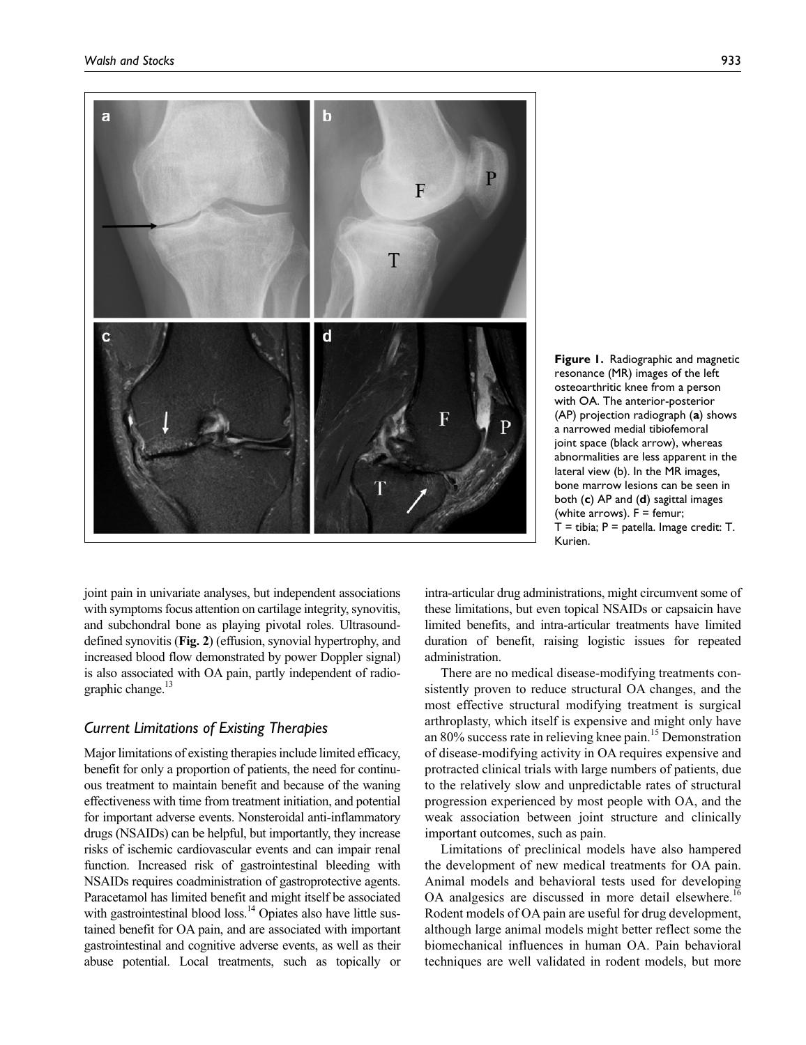**Figure 1.** Radiographic and magnetic resonance (MR) images of the left osteoarthritic knee from a person with OA. The anterior-posterior (AP) projection radiograph (**a**) shows a narrowed medial tibiofemoral joint space (black arrow), whereas abnormalities are less apparent in the lateral view (b). In the MR images, bone marrow lesions can be seen in both (**c**) AP and (**d**) sagittal images (white arrows). F = femur; T = tibia; P = patella. Image credit: T. Kurien.

joint pain in univariate analyses, but independent associations with symptoms focus attention on cartilage integrity, synovitis, and subchondral bone as playing pivotal roles. Ultrasound-defined synovitis (**Fig. 2**) (effusion, synovial hypertrophy, and increased blood flow demonstrated by power Doppler signal) is also associated with OA pain, partly independent of radiographic change.[13]

## *Current Limitations of Existing Therapies*

Major limitations of existing therapies include limited efficacy, benefit for only a proportion of patients, the need for continuous treatment to maintain benefit and because of the waning effectiveness with time from treatment initiation, and potential for important adverse events. Nonsteroidal anti-inflammatory drugs (NSAIDs) can be helpful, but importantly, they increase risks of ischemic cardiovascular events and can impair renal function. Increased risk of gastrointestinal bleeding with NSAIDs requires coadministration of gastroprotective agents. Paracetamol has limited benefit and might itself be associated with gastrointestinal blood loss.[14] Opiates also have little sustained benefit for OA pain, and are associated with important gastrointestinal and cognitive adverse events, as well as their abuse potential. Local treatments, such as topically or intra-articular drug administrations, might circumvent some of these limitations, but even topical NSAIDs or capsaicin have limited benefits, and intra-articular treatments have limited duration of benefit, raising logistic issues for repeated administration.

There are no medical disease-modifying treatments consistently proven to reduce structural OA changes, and the most effective structural modifying treatment is surgical arthroplasty, which itself is expensive and might only have an 80% success rate in relieving knee pain.[15] Demonstration of disease-modifying activity in OA requires expensive and protracted clinical trials with large numbers of patients, due to the relatively slow and unpredictable rates of structural progression experienced by most people with OA, and the weak association between joint structure and clinically important outcomes, such as pain.

Limitations of preclinical models have also hampered the development of new medical treatments for OA pain. Animal models and behavioral tests used for developing OA analgesics are discussed in more detail elsewhere.[16] Rodent models of OA pain are useful for drug development, although large animal models might better reflect some the biomechanical influences in human OA. Pain behavioral techniques are well validated in rodent models, but more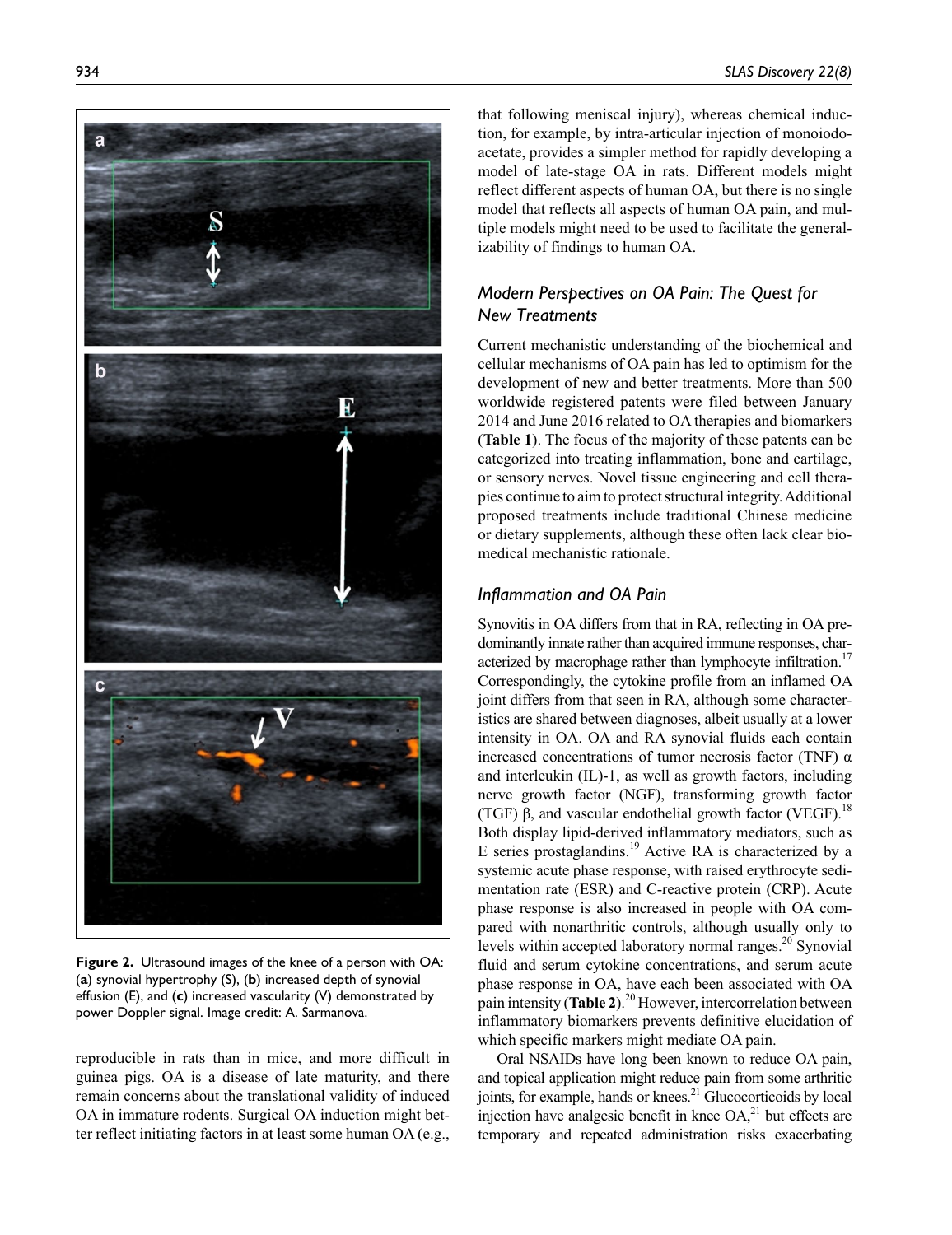Figure 2. Ultrasound images of the knee of a person with OA: (**a**) synovial hypertrophy (S), (**b**) increased depth of synovial effusion (E), and (**c**) increased vascularity (V) demonstrated by power Doppler signal. Image credit: A. Sarmanova.

reproducible in rats than in mice, and more difficult in guinea pigs. OA is a disease of late maturity, and there remain concerns about the translational validity of induced OA in immature rodents. Surgical OA induction might better reflect initiating factors in at least some human OA (e.g., that following meniscal injury), whereas chemical induction, for example, by intra-articular injection of monoiodoacetate, provides a simpler method for rapidly developing a model of late-stage OA in rats. Different models might reflect different aspects of human OA, but there is no single model that reflects all aspects of human OA pain, and multiple models might need to be used to facilitate the generalizability of findings to human OA.

## *Modern Perspectives on OA Pain: The Quest for New Treatments*

Current mechanistic understanding of the biochemical and cellular mechanisms of OA pain has led to optimism for the development of new and better treatments. More than 500 worldwide registered patents were filed between January 2014 and June 2016 related to OA therapies and biomarkers (**Table 1**). The focus of the majority of these patents can be categorized into treating inflammation, bone and cartilage, or sensory nerves. Novel tissue engineering and cell therapies continue to aim to protect structural integrity. Additional proposed treatments include traditional Chinese medicine or dietary supplements, although these often lack clear biomedical mechanistic rationale.

## *Inflammation and OA Pain*

Synovitis in OA differs from that in RA, reflecting in OA predominantly innate rather than acquired immune responses, characterized by macrophage rather than lymphocyte infiltration.[17] Correspondingly, the cytokine profile from an inflamed OA joint differs from that seen in RA, although some characteristics are shared between diagnoses, albeit usually at a lower intensity in OA. OA and RA synovial fluids each contain increased concentrations of tumor necrosis factor (TNF) α and interleukin (IL)-1, as well as growth factors, including nerve growth factor (NGF), transforming growth factor (TGF) β, and vascular endothelial growth factor (VEGF).[18] Both display lipid-derived inflammatory mediators, such as E series prostaglandins.[19] Active RA is characterized by a systemic acute phase response, with raised erythrocyte sedimentation rate (ESR) and C-reactive protein (CRP). Acute phase response is also increased in people with OA compared with nonarthritic controls, although usually only to levels within accepted laboratory normal ranges.[20] Synovial fluid and serum cytokine concentrations, and serum acute phase response in OA, have each been associated with OA pain intensity (**Table 2**).[20] However, intercorrelation between inflammatory biomarkers prevents definitive elucidation of which specific markers might mediate OA pain.

Oral NSAIDs have long been known to reduce OA pain, and topical application might reduce pain from some arthritic joints, for example, hands or knees.[21] Glucocorticoids by local injection have analgesic benefit in knee OA,[21] but effects are temporary and repeated administration risks exacerbating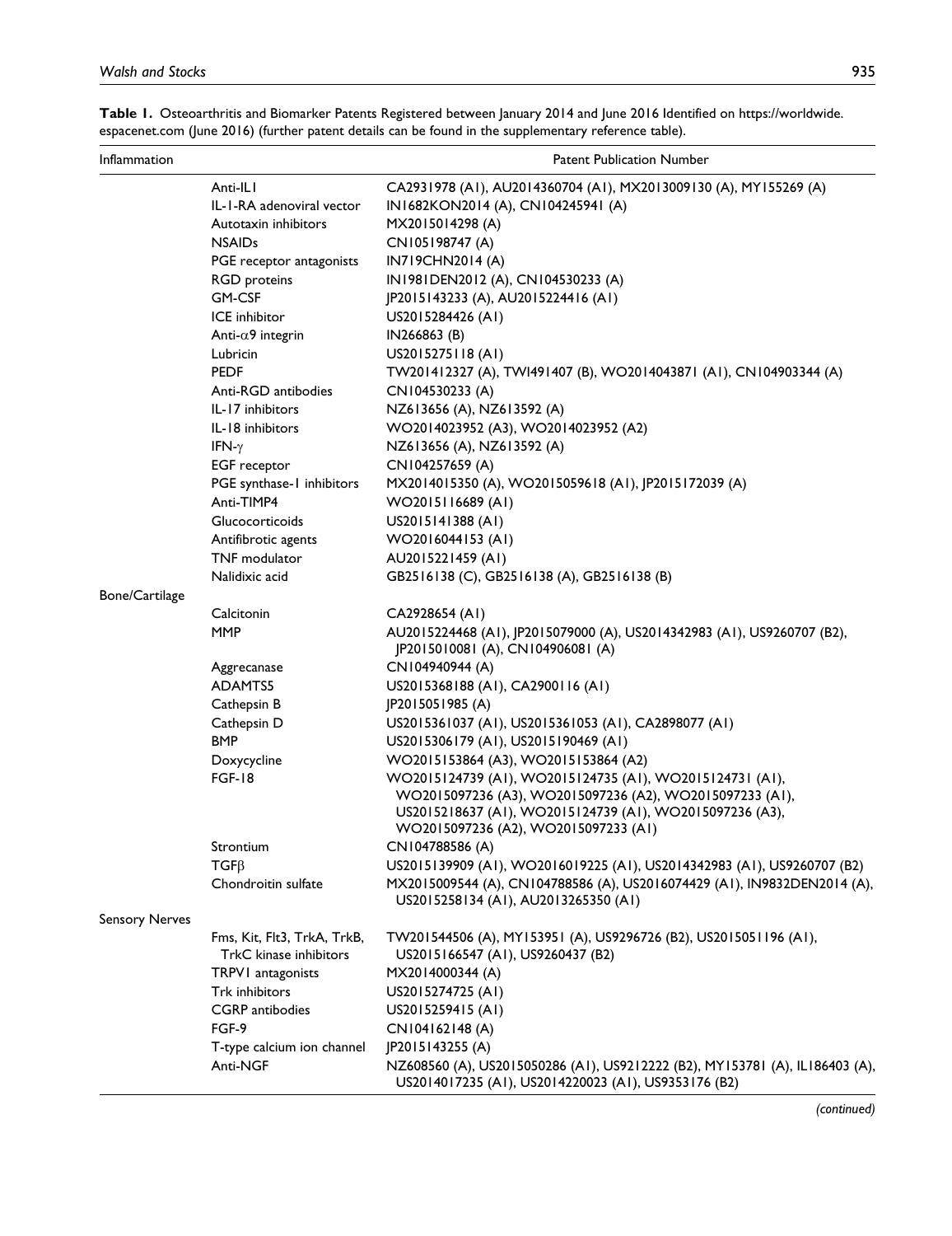**Table 1.** Osteoarthritis and Biomarker Patents Registered between January 2014 and June 2016 Identified on https://worldwide.espacenet.com (June 2016) (further patent details can be found in the supplementary reference table).

| Inflammation | | Patent Publication Number |
|---|---|---|
| | Anti-IL1 | CA2931978 (A1), AU2014360704 (A1), MX2013009130 (A), MY155269 (A) |
| | IL-1-RA adenoviral vector | IN1682KON2014 (A), CN104245941 (A) |
| | Autotaxin inhibitors | MX2015014298 (A) |
| | NSAIDs | CN105198747 (A) |
| | PGE receptor antagonists | IN719CHN2014 (A) |
| | RGD proteins | IN1981DEN2012 (A), CN104530233 (A) |
| | GM-CSF | JP2015143233 (A), AU2015224416 (A1) |
| | ICE inhibitor | US2015284426 (A1) |
| | Anti-$\alpha$9 integrin | IN266863 (B) |
| | Lubricin | US2015275118 (A1) |
| | PEDF | TW201412327 (A), TWI491407 (B), WO2014043871 (A1), CN104903344 (A) |
| | Anti-RGD antibodies | CN104530233 (A) |
| | IL-17 inhibitors | NZ613656 (A), NZ613592 (A) |
| | IL-18 inhibitors | WO2014023952 (A3), WO2014023952 (A2) |
| | IFN-$\gamma$ | NZ613656 (A), NZ613592 (A) |
| | EGF receptor | CN104257659 (A) |
| | PGE synthase-1 inhibitors | MX2014015350 (A), WO2015059618 (A1), JP2015172039 (A) |
| | Anti-TIMP4 | WO2015116689 (A1) |
| | Glucocorticoids | US2015141388 (A1) |
| | Antifibrotic agents | WO2016044153 (A1) |
| | TNF modulator | AU2015221459 (A1) |
| | Nalidixic acid | GB2516138 (C), GB2516138 (A), GB2516138 (B) |
| Bone/Cartilage | | |
| | Calcitonin | CA2928654 (A1) |
| | MMP | AU2015224468 (A1), JP2015079000 (A), US2014342983 (A1), US9260707 (B2), JP2015010081 (A), CN104906081 (A) |
| | Aggrecanase | CN104940944 (A) |
| | ADAMTS5 | US2015368188 (A1), CA2900116 (A1) |
| | Cathepsin B | JP2015051985 (A) |
| | Cathepsin D | US2015361037 (A1), US2015361053 (A1), CA2898077 (A1) |
| | BMP | US2015306179 (A1), US2015190469 (A1) |
| | Doxycycline | WO2015153864 (A3), WO2015153864 (A2) |
| | FGF-18 | WO2015124739 (A1), WO2015124735 (A1), WO2015124731 (A1), WO2015097236 (A3), WO2015097236 (A2), WO2015097233 (A1), US2015218637 (A1), WO2015124739 (A1), WO2015097236 (A3), WO2015097236 (A2), WO2015097233 (A1) |
| | Strontium | CN104788586 (A) |
| | TGF$\beta$ | US2015139909 (A1), WO2016019225 (A1), US2014342983 (A1), US9260707 (B2) |
| | Chondroitin sulfate | MX2015009544 (A), CN104788586 (A), US2016074429 (A1), IN9832DEN2014 (A), US2015258134 (A1), AU2013265350 (A1) |
| Sensory Nerves | | |
| | Fms, Kit, Flt3, TrkA, TrkB, TrkC kinase inhibitors | TW201544506 (A), MY153951 (A), US9296726 (B2), US2015051196 (A1), US2015166547 (A1), US9260437 (B2) |
| | TRPV1 antagonists | MX2014000344 (A) |
| | Trk inhibitors | US2015274725 (A1) |
| | CGRP antibodies | US2015259415 (A1) |
| | FGF-9 | CN104162148 (A) |
| | T-type calcium ion channel | JP2015143255 (A) |
| | Anti-NGF | NZ608560 (A), US2015050286 (A1), US9212222 (B2), MY153781 (A), IL186403 (A), US2014017235 (A1), US2014220023 (A1), US9353176 (B2) |

*(continued)*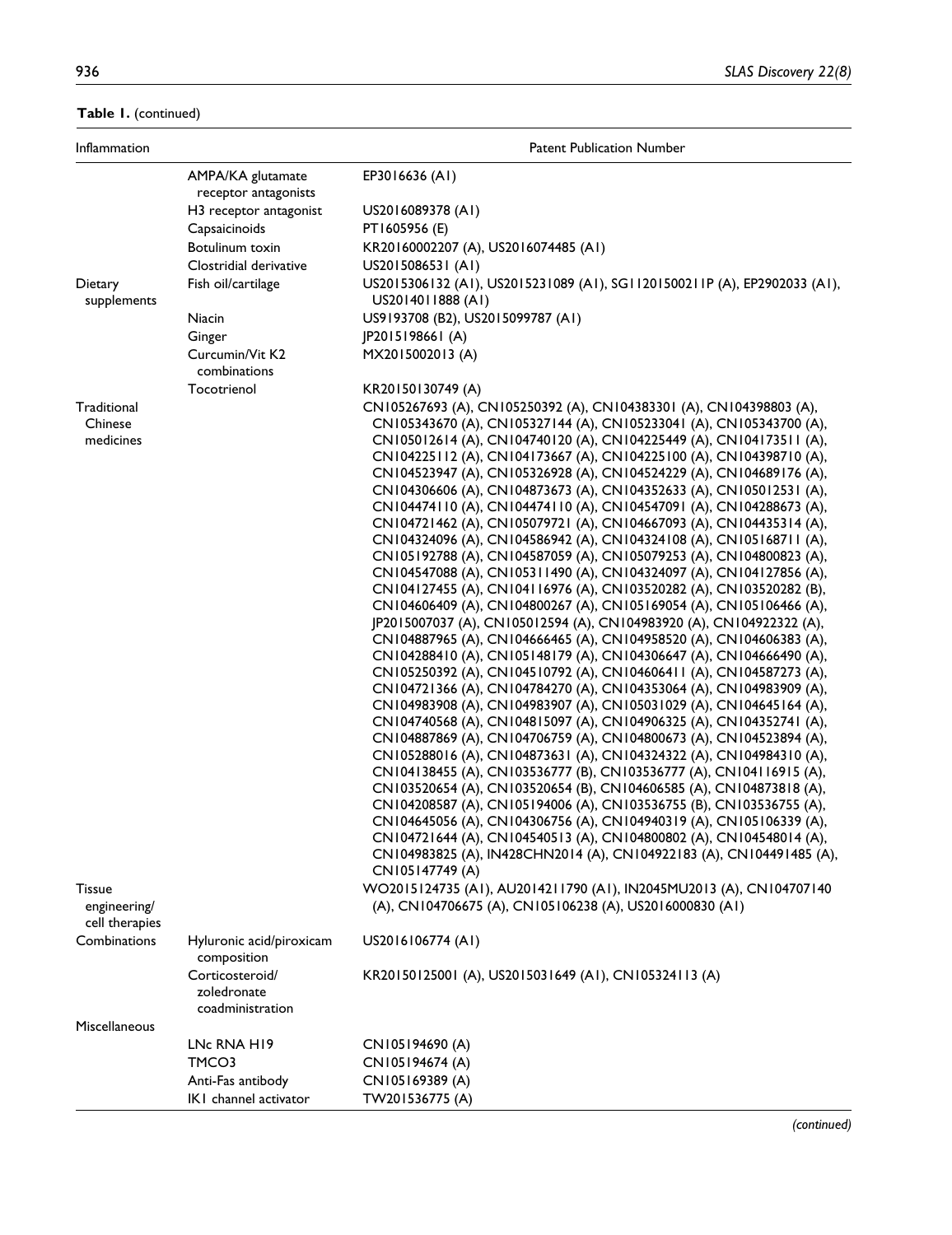**Table 1.** (continued)

| Inflammation | | Patent Publication Number |
|---|---|---|
| | AMPA/KA glutamate receptor antagonists | EP3016636 (A1) |
| | H3 receptor antagonist | US2016089378 (A1) |
| | Capsaicinoids | PT1605956 (E) |
| | Botulinum toxin | KR20160002207 (A), US2016074485 (A1) |
| | Clostridial derivative | US2015086531 (A1) |
| Dietary supplements | Fish oil/cartilage | US2015306132 (A1), US2015231089 (A1), SG11201500211P (A), EP2902033 (A1), US2014011888 (A1) |
| | Niacin | US9193708 (B2), US2015099787 (A1) |
| | Ginger | JP2015198661 (A) |
| | Curcumin/Vit K2 combinations | MX2015002013 (A) |
| | Tocotrienol | KR20150130749 (A) |
| Traditional Chinese medicines | | CN105267693 (A), CN105250392 (A), CN104383301 (A), CN104398803 (A), CN105343670 (A), CN105327144 (A), CN105233041 (A), CN105343700 (A), CN105012614 (A), CN104740120 (A), CN104225449 (A), CN104173511 (A), CN104225112 (A), CN104173667 (A), CN104225100 (A), CN104398710 (A), CN104523947 (A), CN105326928 (A), CN104524229 (A), CN104689176 (A), CN104306606 (A), CN104873673 (A), CN104352633 (A), CN105012531 (A), CN104474110 (A), CN104474110 (A), CN104547091 (A), CN104288673 (A), CN104721462 (A), CN105079721 (A), CN104667093 (A), CN104435314 (A), CN104324096 (A), CN104586942 (A), CN104324108 (A), CN105168711 (A), CN105192788 (A), CN104587059 (A), CN105079253 (A), CN104800823 (A), CN104547088 (A), CN105311490 (A), CN104324097 (A), CN104127856 (A), CN104127455 (A), CN104116976 (A), CN103520282 (A), CN103520282 (B), CN104606409 (A), CN104800267 (A), CN105169054 (A), CN105106466 (A), JP2015007037 (A), CN105012594 (A), CN104983920 (A), CN104922322 (A), CN104887965 (A), CN104666465 (A), CN104958520 (A), CN104606383 (A), CN104288410 (A), CN105148179 (A), CN104306647 (A), CN104666490 (A), CN105250392 (A), CN104510792 (A), CN104606411 (A), CN104587273 (A), CN104721366 (A), CN104784270 (A), CN104353064 (A), CN104983909 (A), CN104983908 (A), CN104983907 (A), CN105031029 (A), CN104645164 (A), CN104740568 (A), CN104815097 (A), CN104906325 (A), CN104352741 (A), CN104887869 (A), CN104706759 (A), CN104800673 (A), CN104523894 (A), CN105288016 (A), CN104873631 (A), CN104324322 (A), CN104984310 (A), CN104138455 (A), CN103536777 (B), CN103536777 (A), CN104116915 (A), CN103520654 (A), CN103520654 (B), CN104606585 (A), CN104873818 (A), CN104208587 (A), CN105194006 (A), CN103536755 (B), CN103536755 (A), CN104645056 (A), CN104306756 (A), CN104940319 (A), CN105106339 (A), CN104721644 (A), CN104540513 (A), CN104800802 (A), CN104548014 (A), CN104983825 (A), IN428CHN2014 (A), CN104922183 (A), CN104491485 (A), CN105147749 (A) |
| Tissue engineering/ cell therapies | | WO2015124735 (A1), AU2014211790 (A1), IN2045MU2013 (A), CN104707140 (A), CN104706675 (A), CN105106238 (A), US2016000830 (A1) |
| Combinations | Hyluronic acid/piroxicam composition | US2016106774 (A1) |
| | Corticosteroid/ zoledronate coadministration | KR20150125001 (A), US2015031649 (A1), CN105324113 (A) |
| Miscellaneous | | |
| | LNc RNA H19 | CN105194690 (A) |
| | TMCO3 | CN105194674 (A) |
| | Anti-Fas antibody | CN105169389 (A) |
| | IK1 channel activator | TW201536775 (A) |

*(continued)*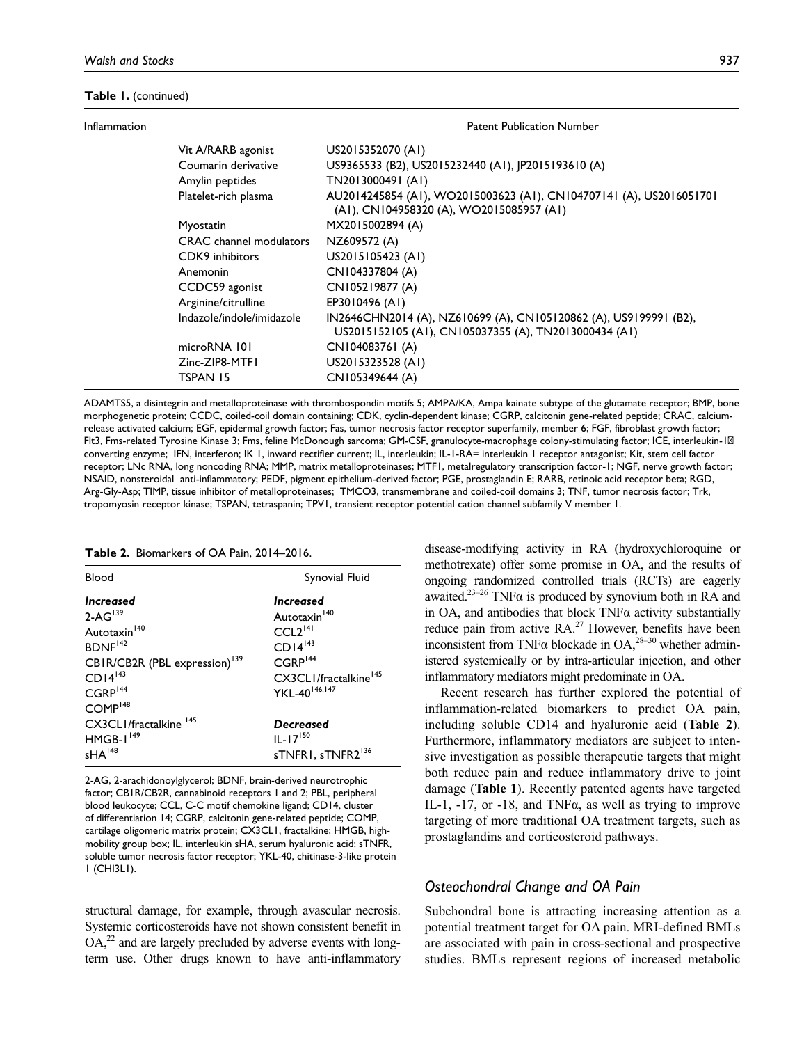**Table 1.** (continued)

| Inflammation | | Patent Publication Number |
|---|---|---|
| | Vit A/RARB agonist | US2015352070 (A1) |
| | Coumarin derivative | US9365533 (B2), US2015232440 (A1), JP2015193610 (A) |
| | Amylin peptides | TN2013000491 (A1) |
| | Platelet-rich plasma | AU2014245854 (A1), WO2015003623 (A1), CN104707141 (A), US2016051701 (A1), CN104958320 (A), WO2015085957 (A1) |
| | Myostatin | MX2015002894 (A) |
| | CRAC channel modulators | NZ609572 (A) |
| | CDK9 inhibitors | US2015105423 (A1) |
| | Anemonin | CN104337804 (A) |
| | CCDC59 agonist | CN105219877 (A) |
| | Arginine/citrulline | EP3010496 (A1) |
| | Indazole/indole/imidazole | IN2646CHN2014 (A), NZ610699 (A), CN105120862 (A), US9199991 (B2), US2015152105 (A1), CN105037355 (A), TN2013000434 (A1) |
| | microRNA 101 | CN104083761 (A) |
| | Zinc-ZIP8-MTF1 | US2015323528 (A1) |
| | TSPAN 15 | CN105349644 (A) |

ADAMTS5, a disintegrin and metalloproteinase with thrombospondin motifs 5; AMPA/KA, Ampa kainate subtype of the glutamate receptor; BMP, bone morphogenetic protein; CCDC, coiled-coil domain containing; CDK, cyclin-dependent kinase; CGRP, calcitonin gene-related peptide; CRAC, calcium-release activated calcium; EGF, epidermal growth factor; Fas, tumor necrosis factor receptor superfamily, member 6; FGF, fibroblast growth factor; Flt3, Fms-related Tyrosine Kinase 3; Fms, feline McDonough sarcoma; GM-CSF, granulocyte-macrophage colony-stimulating factor; ICE, interleukin-1β converting enzyme; IFN, interferon; IK 1, inward rectifier current; IL, interleukin; IL-1-RA= interleukin 1 receptor antagonist; Kit, stem cell factor receptor; LNc RNA, long noncoding RNA; MMP, matrix metalloproteinases; MTF1, metalregulatory transcription factor-1; NGF, nerve growth factor; NSAID, nonsteroidal anti-inflammatory; PEDF, pigment epithelium-derived factor; PGE, prostaglandin E; RARB, retinoic acid receptor beta; RGD, Arg-Gly-Asp; TIMP, tissue inhibitor of metalloproteinases; TMCO3, transmembrane and coiled-coil domains 3; TNF, tumor necrosis factor; Trk, tropomyosin receptor kinase; TSPAN, tetraspanin; TPV1, transient receptor potential cation channel subfamily V member 1.

**Table 2.** Biomarkers of OA Pain, 2014–2016.

| Blood | Synovial Fluid |
|---|---|
| ***Increased*** | ***Increased*** |
| 2-AG[139] | Autotaxin[140] |
| Autotaxin[140] | CCL2[141] |
| BDNF[142] | CD14[143] |
| CB1R/CB2R (PBL expression)[139] | CGRP[144] |
| CD14[143] | CX3CL1/fractalkine[145] |
| CGRP[144] | YKL-40[146,147] |
| COMP[148] | |
| CX3CL1/fractalkine [145] | ***Decreased*** |
| HMGB-1[149] | IL-17[150] |
| sHA[148] | sTNFR1, sTNFR2[136] |

2-AG, 2-arachidonoylglycerol; BDNF, brain-derived neurotrophic factor; CB1R/CB2R, cannabinoid receptors 1 and 2; PBL, peripheral blood leukocyte; CCL, C-C motif chemokine ligand; CD14, cluster of differentiation 14; CGRP, calcitonin gene-related peptide; COMP, cartilage oligomeric matrix protein; CX3CL1, fractalkine; HMGB, high-mobility group box; IL, interleukin sHA, serum hyaluronic acid; sTNFR, soluble tumor necrosis factor receptor; YKL-40, chitinase-3-like protein 1 (CHI3L1).

structural damage, for example, through avascular necrosis. Systemic corticosteroids have not shown consistent benefit in OA,[22] and are largely precluded by adverse events with long-term use. Other drugs known to have anti-inflammatory disease-modifying activity in RA (hydroxychloroquine or methotrexate) offer some promise in OA, and the results of ongoing randomized controlled trials (RCTs) are eagerly awaited.[23–26] TNFα is produced by synovium both in RA and in OA, and antibodies that block TNFα activity substantially reduce pain from active RA.[27] However, benefits have been inconsistent from TNFα blockade in OA,[28–30] whether administered systemically or by intra-articular injection, and other inflammatory mediators might predominate in OA.

Recent research has further explored the potential of inflammation-related biomarkers to predict OA pain, including soluble CD14 and hyaluronic acid (**Table 2**). Furthermore, inflammatory mediators are subject to intensive investigation as possible therapeutic targets that might both reduce pain and reduce inflammatory drive to joint damage (**Table 1**). Recently patented agents have targeted IL-1, -17, or -18, and TNFα, as well as trying to improve targeting of more traditional OA treatment targets, such as prostaglandins and corticosteroid pathways.

## *Osteochondral Change and OA Pain*

Subchondral bone is attracting increasing attention as a potential treatment target for OA pain. MRI-defined BMLs are associated with pain in cross-sectional and prospective studies. BMLs represent regions of increased metabolic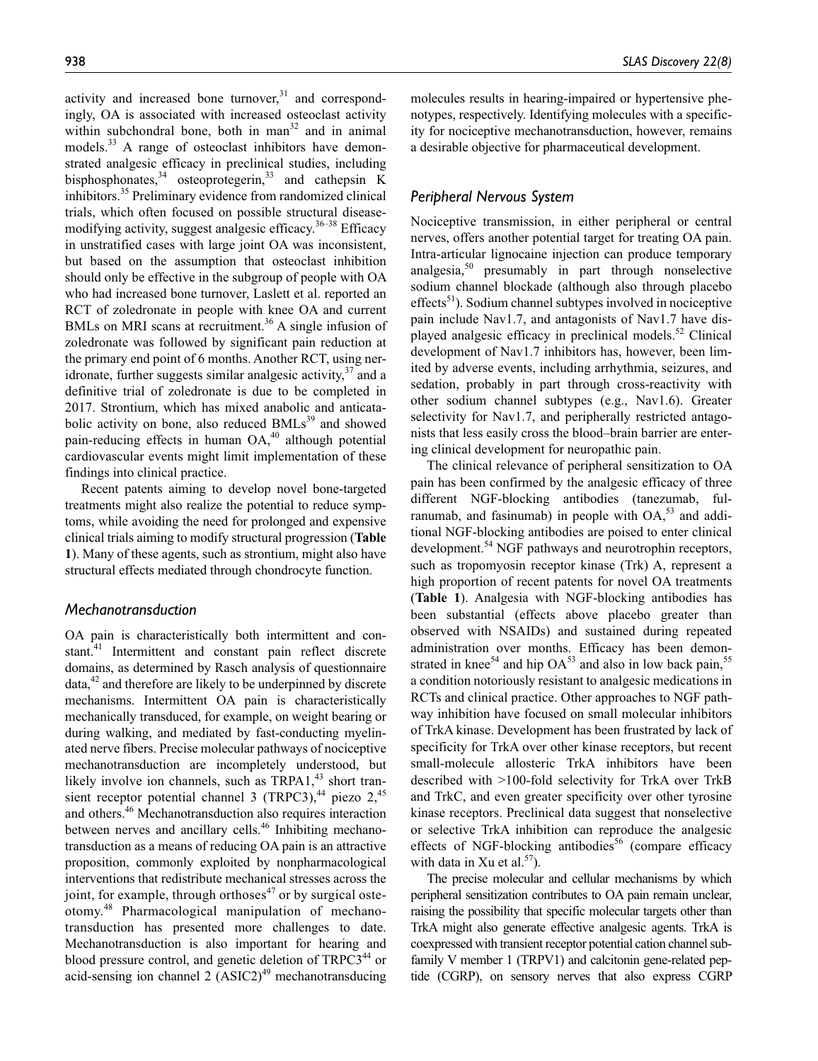activity and increased bone turnover,[31] and correspondingly, OA is associated with increased osteoclast activity within subchondral bone, both in man[32] and in animal models.[33] A range of osteoclast inhibitors have demonstrated analgesic efficacy in preclinical studies, including bisphosphonates,[34] osteoprotegerin,[33] and cathepsin K inhibitors.[35] Preliminary evidence from randomized clinical trials, which often focused on possible structural disease-modifying activity, suggest analgesic efficacy.[36–38] Efficacy in unstratified cases with large joint OA was inconsistent, but based on the assumption that osteoclast inhibition should only be effective in the subgroup of people with OA who had increased bone turnover, Laslett et al. reported an RCT of zoledronate in people with knee OA and current BMLs on MRI scans at recruitment.[36] A single infusion of zoledronate was followed by significant pain reduction at the primary end point of 6 months. Another RCT, using neridronate, further suggests similar analgesic activity,[37] and a definitive trial of zoledronate is due to be completed in 2017. Strontium, which has mixed anabolic and anticatabolic activity on bone, also reduced BMLs[39] and showed pain-reducing effects in human OA,[40] although potential cardiovascular events might limit implementation of these findings into clinical practice.

Recent patents aiming to develop novel bone-targeted treatments might also realize the potential to reduce symptoms, while avoiding the need for prolonged and expensive clinical trials aiming to modify structural progression (**Table 1**). Many of these agents, such as strontium, might also have structural effects mediated through chondrocyte function.

## *Mechanotransduction*

OA pain is characteristically both intermittent and constant.[41] Intermittent and constant pain reflect discrete domains, as determined by Rasch analysis of questionnaire data,[42] and therefore are likely to be underpinned by discrete mechanisms. Intermittent OA pain is characteristically mechanically transduced, for example, on weight bearing or during walking, and mediated by fast-conducting myelinated nerve fibers. Precise molecular pathways of nociceptive mechanotransduction are incompletely understood, but likely involve ion channels, such as TRPA1,[43] short transient receptor potential channel 3 (TRPC3),[44] piezo 2,[45] and others.[46] Mechanotransduction also requires interaction between nerves and ancillary cells.[46] Inhibiting mechanotransduction as a means of reducing OA pain is an attractive proposition, commonly exploited by nonpharmacological interventions that redistribute mechanical stresses across the joint, for example, through orthoses[47] or by surgical osteotomy.[48] Pharmacological manipulation of mechanotransduction has presented more challenges to date. Mechanotransduction is also important for hearing and blood pressure control, and genetic deletion of TRPC3[44] or acid-sensing ion channel 2 (ASIC2)[49] mechanotransducing molecules results in hearing-impaired or hypertensive phenotypes, respectively. Identifying molecules with a specificity for nociceptive mechanotransduction, however, remains a desirable objective for pharmaceutical development.

## *Peripheral Nervous System*

Nociceptive transmission, in either peripheral or central nerves, offers another potential target for treating OA pain. Intra-articular lignocaine injection can produce temporary analgesia,[50] presumably in part through nonselective sodium channel blockade (although also through placebo effects[51]). Sodium channel subtypes involved in nociceptive pain include Nav1.7, and antagonists of Nav1.7 have displayed analgesic efficacy in preclinical models.[52] Clinical development of Nav1.7 inhibitors has, however, been limited by adverse events, including arrhythmia, seizures, and sedation, probably in part through cross-reactivity with other sodium channel subtypes (e.g., Nav1.6). Greater selectivity for Nav1.7, and peripherally restricted antagonists that less easily cross the blood–brain barrier are entering clinical development for neuropathic pain.

The clinical relevance of peripheral sensitization to OA pain has been confirmed by the analgesic efficacy of three different NGF-blocking antibodies (tanezumab, fulranumab, and fasinumab) in people with OA,[53] and additional NGF-blocking antibodies are poised to enter clinical development.[54] NGF pathways and neurotrophin receptors, such as tropomyosin receptor kinase (Trk) A, represent a high proportion of recent patents for novel OA treatments (**Table 1**). Analgesia with NGF-blocking antibodies has been substantial (effects above placebo greater than observed with NSAIDs) and sustained during repeated administration over months. Efficacy has been demonstrated in knee[54] and hip OA[53] and also in low back pain,[55] a condition notoriously resistant to analgesic medications in RCTs and clinical practice. Other approaches to NGF pathway inhibition have focused on small molecular inhibitors of TrkA kinase. Development has been frustrated by lack of specificity for TrkA over other kinase receptors, but recent small-molecule allosteric TrkA inhibitors have been described with >100-fold selectivity for TrkA over TrkB and TrkC, and even greater specificity over other tyrosine kinase receptors. Preclinical data suggest that nonselective or selective TrkA inhibition can reproduce the analgesic effects of NGF-blocking antibodies[56] (compare efficacy with data in Xu et al.[57]).

The precise molecular and cellular mechanisms by which peripheral sensitization contributes to OA pain remain unclear, raising the possibility that specific molecular targets other than TrkA might also generate effective analgesic agents. TrkA is coexpressed with transient receptor potential cation channel subfamily V member 1 (TRPV1) and calcitonin gene-related peptide (CGRP), on sensory nerves that also express CGRP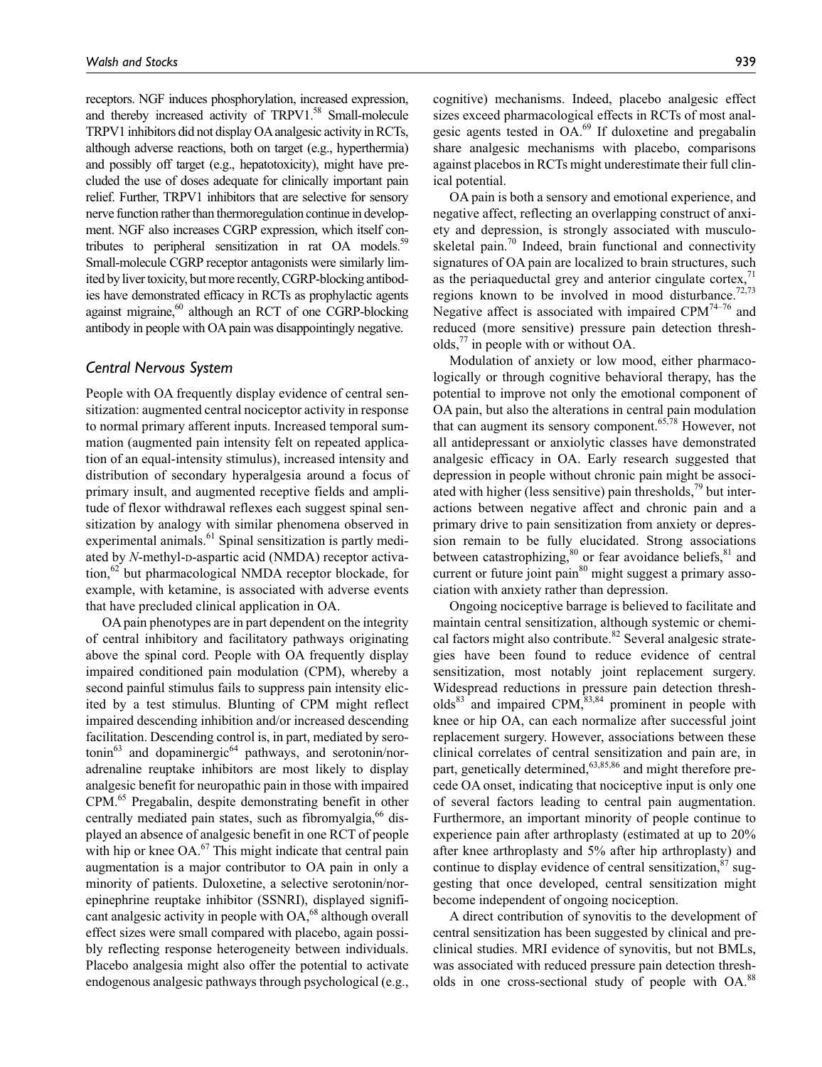receptors. NGF induces phosphorylation, increased expression, and thereby increased activity of TRPV1.[58] Small-molecule TRPV1 inhibitors did not display OA analgesic activity in RCTs, although adverse reactions, both on target (e.g., hyperthermia) and possibly off target (e.g., hepatotoxicity), might have precluded the use of doses adequate for clinically important pain relief. Further, TRPV1 inhibitors that are selective for sensory nerve function rather than thermoregulation continue in development. NGF also increases CGRP expression, which itself contributes to peripheral sensitization in rat OA models.[59] Small-molecule CGRP receptor antagonists were similarly limited by liver toxicity, but more recently, CGRP-blocking antibodies have demonstrated efficacy in RCTs as prophylactic agents against migraine,[60] although an RCT of one CGRP-blocking antibody in people with OA pain was disappointingly negative.

### *Central Nervous System*

People with OA frequently display evidence of central sensitization: augmented central nociceptor activity in response to normal primary afferent inputs. Increased temporal summation (augmented pain intensity felt on repeated application of an equal-intensity stimulus), increased intensity and distribution of secondary hyperalgesia around a focus of primary insult, and augmented receptive fields and amplitude of flexor withdrawal reflexes each suggest spinal sensitization by analogy with similar phenomena observed in experimental animals.[61] Spinal sensitization is partly mediated by *N*-methyl-D-aspartic acid (NMDA) receptor activation,[62] but pharmacological NMDA receptor blockade, for example, with ketamine, is associated with adverse events that have precluded clinical application in OA.

OA pain phenotypes are in part dependent on the integrity of central inhibitory and facilitatory pathways originating above the spinal cord. People with OA frequently display impaired conditioned pain modulation (CPM), whereby a second painful stimulus fails to suppress pain intensity elicited by a test stimulus. Blunting of CPM might reflect impaired descending inhibition and/or increased descending facilitation. Descending control is, in part, mediated by serotonin[63] and dopaminergic[64] pathways, and serotonin/noradrenaline reuptake inhibitors are most likely to display analgesic benefit for neuropathic pain in those with impaired CPM.[65] Pregabalin, despite demonstrating benefit in other centrally mediated pain states, such as fibromyalgia,[66] displayed an absence of analgesic benefit in one RCT of people with hip or knee OA.[67] This might indicate that central pain augmentation is a major contributor to OA pain in only a minority of patients. Duloxetine, a selective serotonin/norepinephrine reuptake inhibitor (SSNRI), displayed significant analgesic activity in people with OA,[68] although overall effect sizes were small compared with placebo, again possibly reflecting response heterogeneity between individuals. Placebo analgesia might also offer the potential to activate endogenous analgesic pathways through psychological (e.g., cognitive) mechanisms. Indeed, placebo analgesic effect sizes exceed pharmacological effects in RCTs of most analgesic agents tested in OA.[69] If duloxetine and pregabalin share analgesic mechanisms with placebo, comparisons against placebos in RCTs might underestimate their full clinical potential.

OA pain is both a sensory and emotional experience, and negative affect, reflecting an overlapping construct of anxiety and depression, is strongly associated with musculoskeletal pain.[70] Indeed, brain functional and connectivity signatures of OA pain are localized to brain structures, such as the periaqueductal grey and anterior cingulate cortex,[71] regions known to be involved in mood disturbance.[72,73] Negative affect is associated with impaired CPM[74–76] and reduced (more sensitive) pressure pain detection thresholds,[77] in people with or without OA.

Modulation of anxiety or low mood, either pharmacologically or through cognitive behavioral therapy, has the potential to improve not only the emotional component of OA pain, but also the alterations in central pain modulation that can augment its sensory component.[65,78] However, not all antidepressant or anxiolytic classes have demonstrated analgesic efficacy in OA. Early research suggested that depression in people without chronic pain might be associated with higher (less sensitive) pain thresholds,[79] but interactions between negative affect and chronic pain and a primary drive to pain sensitization from anxiety or depression remain to be fully elucidated. Strong associations between catastrophizing,[80] or fear avoidance beliefs,[81] and current or future joint pain[80] might suggest a primary association with anxiety rather than depression.

Ongoing nociceptive barrage is believed to facilitate and maintain central sensitization, although systemic or chemical factors might also contribute.[82] Several analgesic strategies have been found to reduce evidence of central sensitization, most notably joint replacement surgery. Widespread reductions in pressure pain detection thresholds[83] and impaired CPM,[83,84] prominent in people with knee or hip OA, can each normalize after successful joint replacement surgery. However, associations between these clinical correlates of central sensitization and pain are, in part, genetically determined,[63,85,86] and might therefore precede OA onset, indicating that nociceptive input is only one of several factors leading to central pain augmentation. Furthermore, an important minority of people continue to experience pain after arthroplasty (estimated at up to 20% after knee arthroplasty and 5% after hip arthroplasty) and continue to display evidence of central sensitization,[87] suggesting that once developed, central sensitization might become independent of ongoing nociception.

A direct contribution of synovitis to the development of central sensitization has been suggested by clinical and preclinical studies. MRI evidence of synovitis, but not BMLs, was associated with reduced pressure pain detection thresholds in one cross-sectional study of people with OA.[88]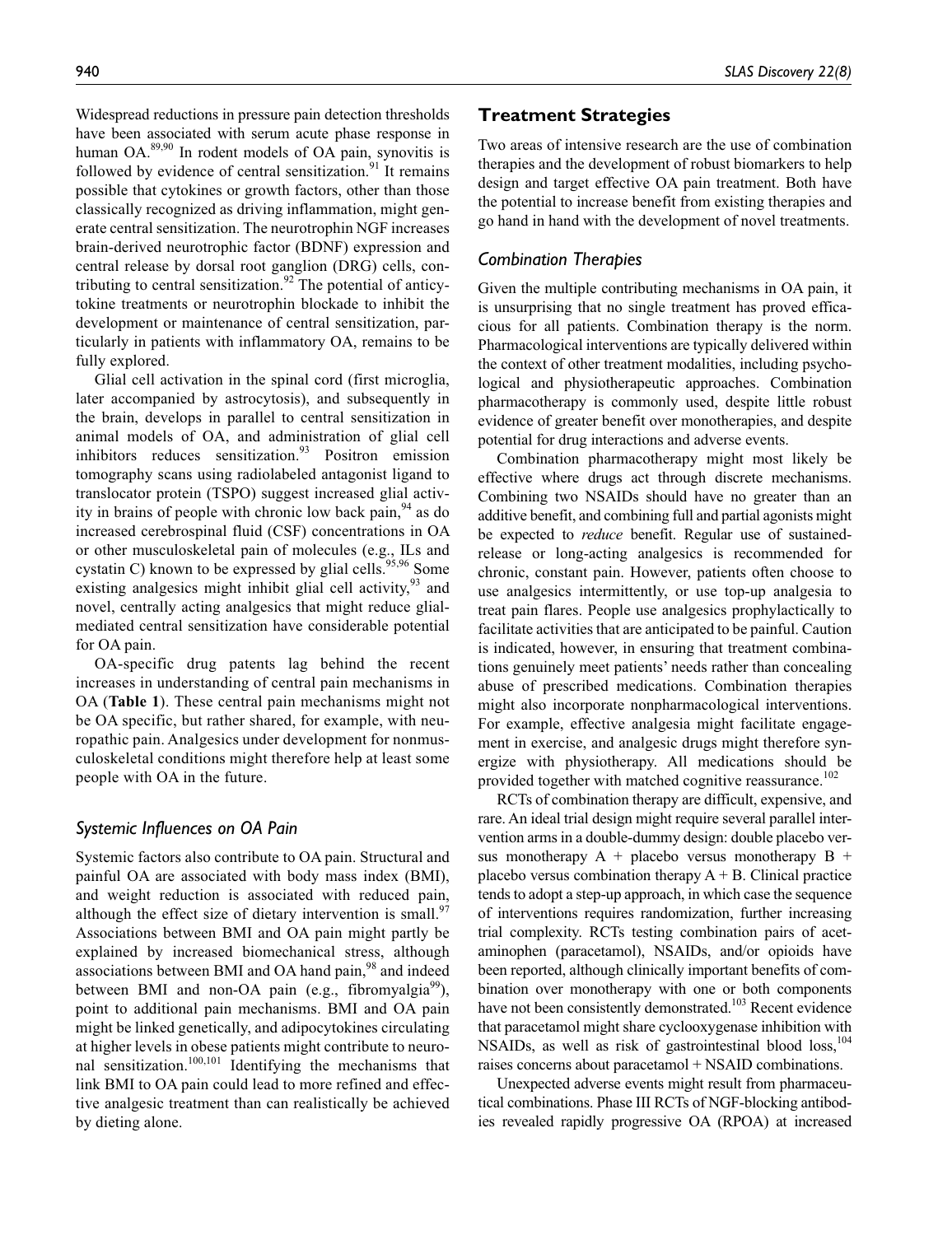Widespread reductions in pressure pain detection thresholds have been associated with serum acute phase response in human OA.[89,90] In rodent models of OA pain, synovitis is followed by evidence of central sensitization.[91] It remains possible that cytokines or growth factors, other than those classically recognized as driving inflammation, might generate central sensitization. The neurotrophin NGF increases brain-derived neurotrophic factor (BDNF) expression and central release by dorsal root ganglion (DRG) cells, contributing to central sensitization.[92] The potential of anticytokine treatments or neurotrophin blockade to inhibit the development or maintenance of central sensitization, particularly in patients with inflammatory OA, remains to be fully explored.

Glial cell activation in the spinal cord (first microglia, later accompanied by astrocytosis), and subsequently in the brain, develops in parallel to central sensitization in animal models of OA, and administration of glial cell inhibitors reduces sensitization.[93] Positron emission tomography scans using radiolabeled antagonist ligand to translocator protein (TSPO) suggest increased glial activity in brains of people with chronic low back pain,[94] as do increased cerebrospinal fluid (CSF) concentrations in OA or other musculoskeletal pain of molecules (e.g., ILs and cystatin C) known to be expressed by glial cells.[95,96] Some existing analgesics might inhibit glial cell activity,[93] and novel, centrally acting analgesics that might reduce glial-mediated central sensitization have considerable potential for OA pain.

OA-specific drug patents lag behind the recent increases in understanding of central pain mechanisms in OA (**Table 1**). These central pain mechanisms might not be OA specific, but rather shared, for example, with neuropathic pain. Analgesics under development for nonmusculoskeletal conditions might therefore help at least some people with OA in the future.

### *Systemic Influences on OA Pain*

Systemic factors also contribute to OA pain. Structural and painful OA are associated with body mass index (BMI), and weight reduction is associated with reduced pain, although the effect size of dietary intervention is small.[97] Associations between BMI and OA pain might partly be explained by increased biomechanical stress, although associations between BMI and OA hand pain,[98] and indeed between BMI and non-OA pain (e.g., fibromyalgia[99]), point to additional pain mechanisms. BMI and OA pain might be linked genetically, and adipocytokines circulating at higher levels in obese patients might contribute to neuronal sensitization.[100,101] Identifying the mechanisms that link BMI to OA pain could lead to more refined and effective analgesic treatment than can realistically be achieved by dieting alone.

## Treatment Strategies

Two areas of intensive research are the use of combination therapies and the development of robust biomarkers to help design and target effective OA pain treatment. Both have the potential to increase benefit from existing therapies and go hand in hand with the development of novel treatments.

### *Combination Therapies*

Given the multiple contributing mechanisms in OA pain, it is unsurprising that no single treatment has proved efficacious for all patients. Combination therapy is the norm. Pharmacological interventions are typically delivered within the context of other treatment modalities, including psychological and physiotherapeutic approaches. Combination pharmacotherapy is commonly used, despite little robust evidence of greater benefit over monotherapies, and despite potential for drug interactions and adverse events.

Combination pharmacotherapy might most likely be effective where drugs act through discrete mechanisms. Combining two NSAIDs should have no greater than an additive benefit, and combining full and partial agonists might be expected to *reduce* benefit. Regular use of sustained-release or long-acting analgesics is recommended for chronic, constant pain. However, patients often choose to use analgesics intermittently, or use top-up analgesia to treat pain flares. People use analgesics prophylactically to facilitate activities that are anticipated to be painful. Caution is indicated, however, in ensuring that treatment combinations genuinely meet patients' needs rather than concealing abuse of prescribed medications. Combination therapies might also incorporate nonpharmacological interventions. For example, effective analgesia might facilitate engagement in exercise, and analgesic drugs might therefore synergize with physiotherapy. All medications should be provided together with matched cognitive reassurance.[102]

RCTs of combination therapy are difficult, expensive, and rare. An ideal trial design might require several parallel intervention arms in a double-dummy design: double placebo versus monotherapy A + placebo versus monotherapy B + placebo versus combination therapy A + B. Clinical practice tends to adopt a step-up approach, in which case the sequence of interventions requires randomization, further increasing trial complexity. RCTs testing combination pairs of acetaminophen (paracetamol), NSAIDs, and/or opioids have been reported, although clinically important benefits of combination over monotherapy with one or both components have not been consistently demonstrated.[103] Recent evidence that paracetamol might share cyclooxygenase inhibition with NSAIDs, as well as risk of gastrointestinal blood loss,[104] raises concerns about paracetamol + NSAID combinations.

Unexpected adverse events might result from pharmaceutical combinations. Phase III RCTs of NGF-blocking antibodies revealed rapidly progressive OA (RPOA) at increased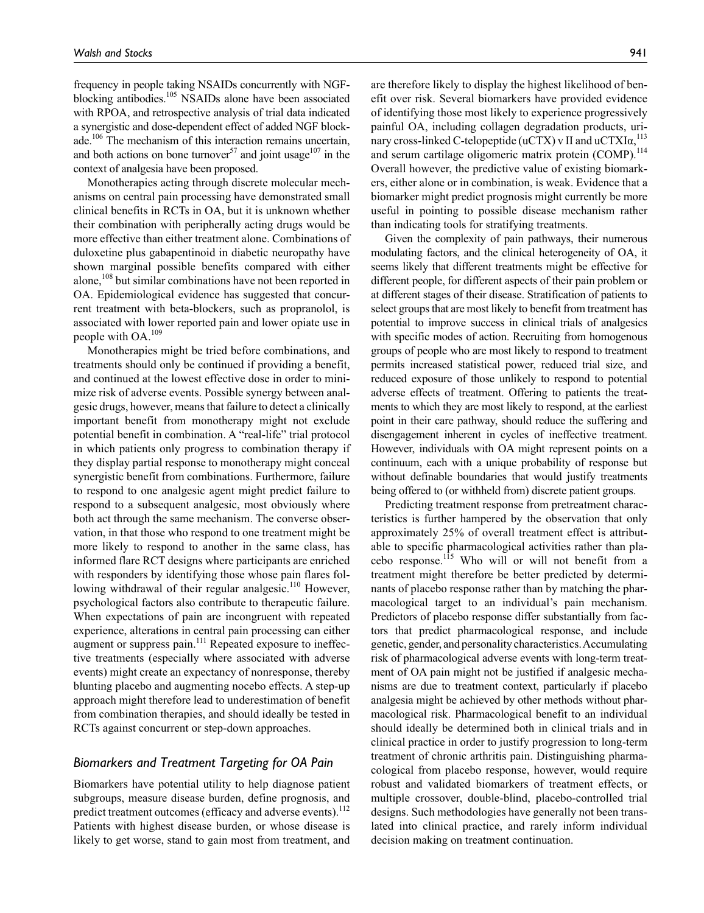frequency in people taking NSAIDs concurrently with NGF-blocking antibodies.[105] NSAIDs alone have been associated with RPOA, and retrospective analysis of trial data indicated a synergistic and dose-dependent effect of added NGF blockade.[106] The mechanism of this interaction remains uncertain, and both actions on bone turnover[57] and joint usage[107] in the context of analgesia have been proposed.

Monotherapies acting through discrete molecular mechanisms on central pain processing have demonstrated small clinical benefits in RCTs in OA, but it is unknown whether their combination with peripherally acting drugs would be more effective than either treatment alone. Combinations of duloxetine plus gabapentinoid in diabetic neuropathy have shown marginal possible benefits compared with either alone,[108] but similar combinations have not been reported in OA. Epidemiological evidence has suggested that concurrent treatment with beta-blockers, such as propranolol, is associated with lower reported pain and lower opiate use in people with OA.[109]

Monotherapies might be tried before combinations, and treatments should only be continued if providing a benefit, and continued at the lowest effective dose in order to minimize risk of adverse events. Possible synergy between analgesic drugs, however, means that failure to detect a clinically important benefit from monotherapy might not exclude potential benefit in combination. A "real-life" trial protocol in which patients only progress to combination therapy if they display partial response to monotherapy might conceal synergistic benefit from combinations. Furthermore, failure to respond to one analgesic agent might predict failure to respond to a subsequent analgesic, most obviously where both act through the same mechanism. The converse observation, in that those who respond to one treatment might be more likely to respond to another in the same class, has informed flare RCT designs where participants are enriched with responders by identifying those whose pain flares following withdrawal of their regular analgesic.[110] However, psychological factors also contribute to therapeutic failure. When expectations of pain are incongruent with repeated experience, alterations in central pain processing can either augment or suppress pain.[111] Repeated exposure to ineffective treatments (especially where associated with adverse events) might create an expectancy of nonresponse, thereby blunting placebo and augmenting nocebo effects. A step-up approach might therefore lead to underestimation of benefit from combination therapies, and should ideally be tested in RCTs against concurrent or step-down approaches.

## *Biomarkers and Treatment Targeting for OA Pain*

Biomarkers have potential utility to help diagnose patient subgroups, measure disease burden, define prognosis, and predict treatment outcomes (efficacy and adverse events).[112] Patients with highest disease burden, or whose disease is likely to get worse, stand to gain most from treatment, and are therefore likely to display the highest likelihood of benefit over risk. Several biomarkers have provided evidence of identifying those most likely to experience progressively painful OA, including collagen degradation products, urinary cross-linked C-telopeptide (uCTX) v II and uCTXIα,[113] and serum cartilage oligomeric matrix protein (COMP).[114] Overall however, the predictive value of existing biomarkers, either alone or in combination, is weak. Evidence that a biomarker might predict prognosis might currently be more useful in pointing to possible disease mechanism rather than indicating tools for stratifying treatments.

Given the complexity of pain pathways, their numerous modulating factors, and the clinical heterogeneity of OA, it seems likely that different treatments might be effective for different people, for different aspects of their pain problem or at different stages of their disease. Stratification of patients to select groups that are most likely to benefit from treatment has potential to improve success in clinical trials of analgesics with specific modes of action. Recruiting from homogenous groups of people who are most likely to respond to treatment permits increased statistical power, reduced trial size, and reduced exposure of those unlikely to respond to potential adverse effects of treatment. Offering to patients the treatments to which they are most likely to respond, at the earliest point in their care pathway, should reduce the suffering and disengagement inherent in cycles of ineffective treatment. However, individuals with OA might represent points on a continuum, each with a unique probability of response but without definable boundaries that would justify treatments being offered to (or withheld from) discrete patient groups.

Predicting treatment response from pretreatment characteristics is further hampered by the observation that only approximately 25% of overall treatment effect is attributable to specific pharmacological activities rather than placebo response.[115] Who will or will not benefit from a treatment might therefore be better predicted by determinants of placebo response rather than by matching the pharmacological target to an individual's pain mechanism. Predictors of placebo response differ substantially from factors that predict pharmacological response, and include genetic, gender, and personality characteristics. Accumulating risk of pharmacological adverse events with long-term treatment of OA pain might not be justified if analgesic mechanisms are due to treatment context, particularly if placebo analgesia might be achieved by other methods without pharmacological risk. Pharmacological benefit to an individual should ideally be determined both in clinical trials and in clinical practice in order to justify progression to long-term treatment of chronic arthritis pain. Distinguishing pharmacological from placebo response, however, would require robust and validated biomarkers of treatment effects, or multiple crossover, double-blind, placebo-controlled trial designs. Such methodologies have generally not been translated into clinical practice, and rarely inform individual decision making on treatment continuation.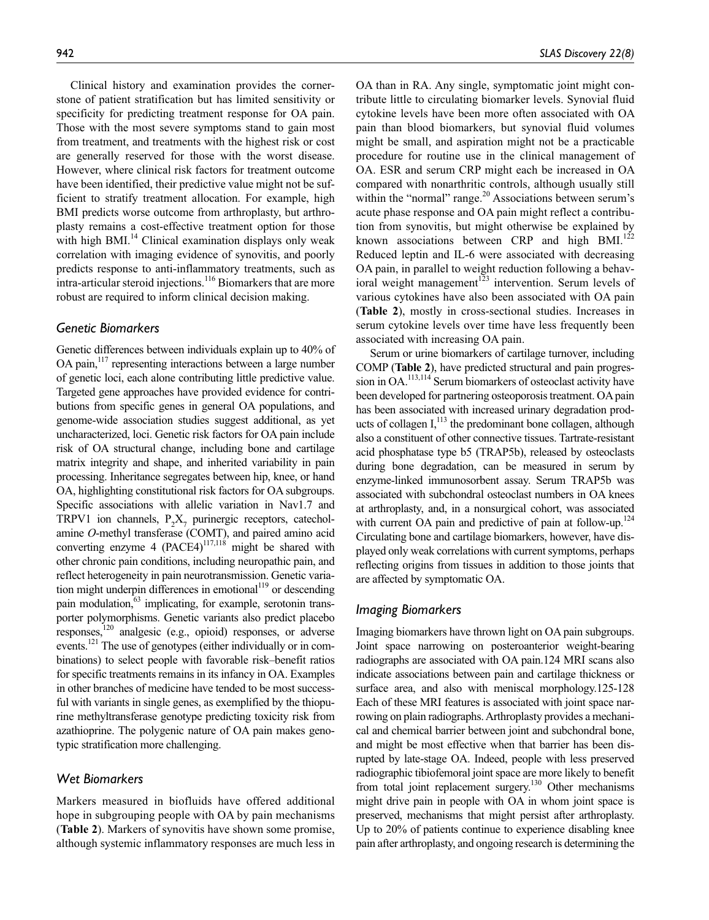Clinical history and examination provides the cornerstone of patient stratification but has limited sensitivity or specificity for predicting treatment response for OA pain. Those with the most severe symptoms stand to gain most from treatment, and treatments with the highest risk or cost are generally reserved for those with the worst disease. However, where clinical risk factors for treatment outcome have been identified, their predictive value might not be sufficient to stratify treatment allocation. For example, high BMI predicts worse outcome from arthroplasty, but arthroplasty remains a cost-effective treatment option for those with high BMI.[14] Clinical examination displays only weak correlation with imaging evidence of synovitis, and poorly predicts response to anti-inflammatory treatments, such as intra-articular steroid injections.[116] Biomarkers that are more robust are required to inform clinical decision making.

### *Genetic Biomarkers*

Genetic differences between individuals explain up to 40% of OA pain,[117] representing interactions between a large number of genetic loci, each alone contributing little predictive value. Targeted gene approaches have provided evidence for contributions from specific genes in general OA populations, and genome-wide association studies suggest additional, as yet uncharacterized, loci. Genetic risk factors for OA pain include risk of OA structural change, including bone and cartilage matrix integrity and shape, and inherited variability in pain processing. Inheritance segregates between hip, knee, or hand OA, highlighting constitutional risk factors for OA subgroups. Specific associations with allelic variation in Nav1.7 and TRPV1 ion channels, $P_2X_7$ purinergic receptors, catechol-amine *O*-methyl transferase (COMT), and paired amino acid converting enzyme 4 (PACE4)[117,118] might be shared with other chronic pain conditions, including neuropathic pain, and reflect heterogeneity in pain neurotransmission. Genetic variation might underpin differences in emotional[119] or descending pain modulation,[63] implicating, for example, serotonin transporter polymorphisms. Genetic variants also predict placebo responses,[120] analgesic (e.g., opioid) responses, or adverse events.[121] The use of genotypes (either individually or in combinations) to select people with favorable risk–benefit ratios for specific treatments remains in its infancy in OA. Examples in other branches of medicine have tended to be most successful with variants in single genes, as exemplified by the thiopurine methyltransferase genotype predicting toxicity risk from azathioprine. The polygenic nature of OA pain makes genotypic stratification more challenging.

### *Wet Biomarkers*

Markers measured in biofluids have offered additional hope in subgrouping people with OA by pain mechanisms (**Table 2**). Markers of synovitis have shown some promise, although systemic inflammatory responses are much less in OA than in RA. Any single, symptomatic joint might contribute little to circulating biomarker levels. Synovial fluid cytokine levels have been more often associated with OA pain than blood biomarkers, but synovial fluid volumes might be small, and aspiration might not be a practicable procedure for routine use in the clinical management of OA. ESR and serum CRP might each be increased in OA compared with nonarthritic controls, although usually still within the "normal" range.[20] Associations between serum's acute phase response and OA pain might reflect a contribution from synovitis, but might otherwise be explained by known associations between CRP and high BMI.[122] Reduced leptin and IL-6 were associated with decreasing OA pain, in parallel to weight reduction following a behavioral weight management[123] intervention. Serum levels of various cytokines have also been associated with OA pain (**Table 2**), mostly in cross-sectional studies. Increases in serum cytokine levels over time have less frequently been associated with increasing OA pain.

Serum or urine biomarkers of cartilage turnover, including COMP (**Table 2**), have predicted structural and pain progression in OA.[113,114] Serum biomarkers of osteoclast activity have been developed for partnering osteoporosis treatment. OA pain has been associated with increased urinary degradation products of collagen I,[113] the predominant bone collagen, although also a constituent of other connective tissues. Tartrate-resistant acid phosphatase type b5 (TRAP5b), released by osteoclasts during bone degradation, can be measured in serum by enzyme-linked immunosorbent assay. Serum TRAP5b was associated with subchondral osteoclast numbers in OA knees at arthroplasty, and, in a nonsurgical cohort, was associated with current OA pain and predictive of pain at follow-up.[124] Circulating bone and cartilage biomarkers, however, have displayed only weak correlations with current symptoms, perhaps reflecting origins from tissues in addition to those joints that are affected by symptomatic OA.

### *Imaging Biomarkers*

Imaging biomarkers have thrown light on OA pain subgroups. Joint space narrowing on posteroanterior weight-bearing radiographs are associated with OA pain.124 MRI scans also indicate associations between pain and cartilage thickness or surface area, and also with meniscal morphology.125-128 Each of these MRI features is associated with joint space narrowing on plain radiographs. Arthroplasty provides a mechanical and chemical barrier between joint and subchondral bone, and might be most effective when that barrier has been disrupted by late-stage OA. Indeed, people with less preserved radiographic tibiofemoral joint space are more likely to benefit from total joint replacement surgery.[130] Other mechanisms might drive pain in people with OA in whom joint space is preserved, mechanisms that might persist after arthroplasty. Up to 20% of patients continue to experience disabling knee pain after arthroplasty, and ongoing research is determining the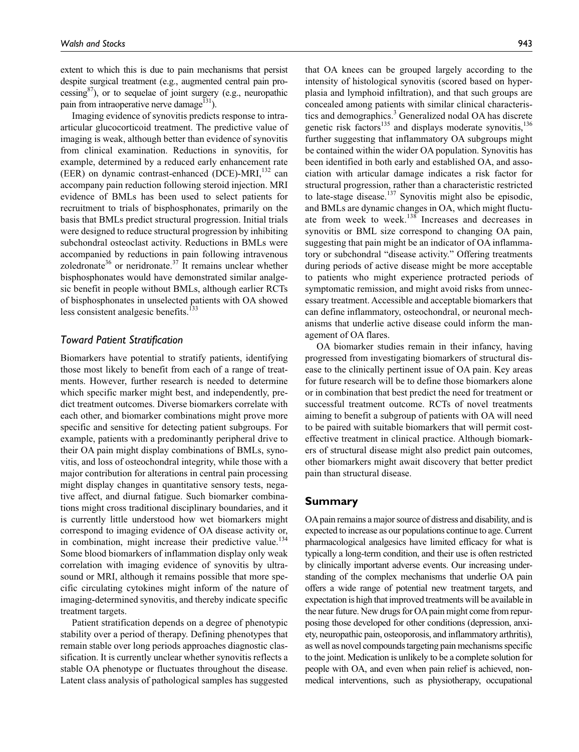extent to which this is due to pain mechanisms that persist despite surgical treatment (e.g., augmented central pain processing[87]), or to sequelae of joint surgery (e.g., neuropathic pain from intraoperative nerve damage[131]).

Imaging evidence of synovitis predicts response to intra-articular glucocorticoid treatment. The predictive value of imaging is weak, although better than evidence of synovitis from clinical examination. Reductions in synovitis, for example, determined by a reduced early enhancement rate (EER) on dynamic contrast-enhanced (DCE)-MRI,[132] can accompany pain reduction following steroid injection. MRI evidence of BMLs has been used to select patients for recruitment to trials of bisphosphonates, primarily on the basis that BMLs predict structural progression. Initial trials were designed to reduce structural progression by inhibiting subchondral osteoclast activity. Reductions in BMLs were accompanied by reductions in pain following intravenous zoledronate[36] or neridronate.[37] It remains unclear whether bisphosphonates would have demonstrated similar analgesic benefit in people without BMLs, although earlier RCTs of bisphosphonates in unselected patients with OA showed less consistent analgesic benefits.[133]

### *Toward Patient Stratification*

Biomarkers have potential to stratify patients, identifying those most likely to benefit from each of a range of treatments. However, further research is needed to determine which specific marker might best, and independently, predict treatment outcomes. Diverse biomarkers correlate with each other, and biomarker combinations might prove more specific and sensitive for detecting patient subgroups. For example, patients with a predominantly peripheral drive to their OA pain might display combinations of BMLs, synovitis, and loss of osteochondral integrity, while those with a major contribution for alterations in central pain processing might display changes in quantitative sensory tests, negative affect, and diurnal fatigue. Such biomarker combinations might cross traditional disciplinary boundaries, and it is currently little understood how wet biomarkers might correspond to imaging evidence of OA disease activity or, in combination, might increase their predictive value.[134] Some blood biomarkers of inflammation display only weak correlation with imaging evidence of synovitis by ultrasound or MRI, although it remains possible that more specific circulating cytokines might inform of the nature of imaging-determined synovitis, and thereby indicate specific treatment targets.

Patient stratification depends on a degree of phenotypic stability over a period of therapy. Defining phenotypes that remain stable over long periods approaches diagnostic classification. It is currently unclear whether synovitis reflects a stable OA phenotype or fluctuates throughout the disease. Latent class analysis of pathological samples has suggested that OA knees can be grouped largely according to the intensity of histological synovitis (scored based on hyperplasia and lymphoid infiltration), and that such groups are concealed among patients with similar clinical characteristics and demographics.[3] Generalized nodal OA has discrete genetic risk factors[135] and displays moderate synovitis,[136] further suggesting that inflammatory OA subgroups might be contained within the wider OA population. Synovitis has been identified in both early and established OA, and association with articular damage indicates a risk factor for structural progression, rather than a characteristic restricted to late-stage disease.[137] Synovitis might also be episodic, and BMLs are dynamic changes in OA, which might fluctuate from week to week.[138] Increases and decreases in synovitis or BML size correspond to changing OA pain, suggesting that pain might be an indicator of OA inflammatory or subchondral "disease activity." Offering treatments during periods of active disease might be more acceptable to patients who might experience protracted periods of symptomatic remission, and might avoid risks from unnecessary treatment. Accessible and acceptable biomarkers that can define inflammatory, osteochondral, or neuronal mechanisms that underlie active disease could inform the management of OA flares.

OA biomarker studies remain in their infancy, having progressed from investigating biomarkers of structural disease to the clinically pertinent issue of OA pain. Key areas for future research will be to define those biomarkers alone or in combination that best predict the need for treatment or successful treatment outcome. RCTs of novel treatments aiming to benefit a subgroup of patients with OA will need to be paired with suitable biomarkers that will permit cost-effective treatment in clinical practice. Although biomarkers of structural disease might also predict pain outcomes, other biomarkers might await discovery that better predict pain than structural disease.

## Summary

OA pain remains a major source of distress and disability, and is expected to increase as our populations continue to age. Current pharmacological analgesics have limited efficacy for what is typically a long-term condition, and their use is often restricted by clinically important adverse events. Our increasing understanding of the complex mechanisms that underlie OA pain offers a wide range of potential new treatment targets, and expectation is high that improved treatments will be available in the near future. New drugs for OA pain might come from repurposing those developed for other conditions (depression, anxiety, neuropathic pain, osteoporosis, and inflammatory arthritis), as well as novel compounds targeting pain mechanisms specific to the joint. Medication is unlikely to be a complete solution for people with OA, and even when pain relief is achieved, nonmedical interventions, such as physiotherapy, occupational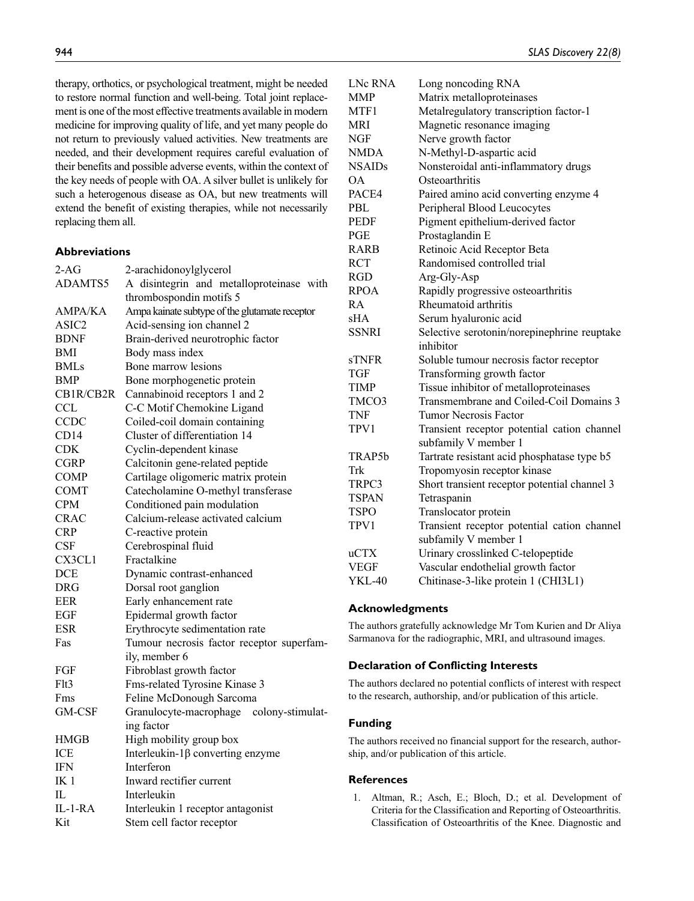therapy, orthotics, or psychological treatment, might be needed to restore normal function and well-being. Total joint replacement is one of the most effective treatments available in modern medicine for improving quality of life, and yet many people do not return to previously valued activities. New treatments are needed, and their development requires careful evaluation of their benefits and possible adverse events, within the context of the key needs of people with OA. A silver bullet is unlikely for such a heterogenous disease as OA, but new treatments will extend the benefit of existing therapies, while not necessarily replacing them all.

## Abbreviations

| | |
|---|---|
| 2-AG | 2-arachidonoylglycerol |
| ADAMTS5 | A disintegrin and metalloproteinase with thrombospondin motifs 5 |
| AMPA/KA | Ampa kainate subtype of the glutamate receptor |
| ASIC2 | Acid-sensing ion channel 2 |
| BDNF | Brain-derived neurotrophic factor |
| BMI | Body mass index |
| BMLs | Bone marrow lesions |
| BMP | Bone morphogenetic protein |
| CB1R/CB2R | Cannabinoid receptors 1 and 2 |
| CCL | C-C Motif Chemokine Ligand |
| CCDC | Coiled-coil domain containing |
| CD14 | Cluster of differentiation 14 |
| CDK | Cyclin-dependent kinase |
| CGRP | Calcitonin gene-related peptide |
| COMP | Cartilage oligomeric matrix protein |
| COMT | Catecholamine O-methyl transferase |
| CPM | Conditioned pain modulation |
| CRAC | Calcium-release activated calcium |
| CRP | C-reactive protein |
| CSF | Cerebrospinal fluid |
| CX3CL1 | Fractalkine |
| DCE | Dynamic contrast-enhanced |
| DRG | Dorsal root ganglion |
| EER | Early enhancement rate |
| EGF | Epidermal growth factor |
| ESR | Erythrocyte sedimentation rate |
| Fas | Tumour necrosis factor receptor superfamily, member 6 |
| FGF | Fibroblast growth factor |
| Flt3 | Fms-related Tyrosine Kinase 3 |
| Fms | Feline McDonough Sarcoma |
| GM-CSF | Granulocyte-macrophage colony-stimulating factor |
| HMGB | High mobility group box |
| ICE | Interleukin-1β converting enzyme |
| IFN | Interferon |
| IK 1 | Inward rectifier current |
| IL | Interleukin |
| IL-1-RA | Interleukin 1 receptor antagonist |
| Kit | Stem cell factor receptor |
| LNc RNA | Long noncoding RNA |
| MMP | Matrix metalloproteinases |
| MTF1 | Metalregulatory transcription factor-1 |
| MRI | Magnetic resonance imaging |
| NGF | Nerve growth factor |
| NMDA | N-Methyl-D-aspartic acid |
| NSAIDs | Nonsteroidal anti-inflammatory drugs |
| OA | Osteoarthritis |
| PACE4 | Paired amino acid converting enzyme 4 |
| PBL | Peripheral Blood Leucocytes |
| PEDF | Pigment epithelium-derived factor |
| PGE | Prostaglandin E |
| RARB | Retinoic Acid Receptor Beta |
| RCT | Randomised controlled trial |
| RGD | Arg-Gly-Asp |
| RPOA | Rapidly progressive osteoarthritis |
| RA | Rheumatoid arthritis |
| sHA | Serum hyaluronic acid |
| SSNRI | Selective serotonin/norepinephrine reuptake inhibitor |
| sTNFR | Soluble tumour necrosis factor receptor |
| TGF | Transforming growth factor |
| TIMP | Tissue inhibitor of metalloproteinases |
| TMCO3 | Transmembrane and Coiled-Coil Domains 3 |
| TNF | Tumor Necrosis Factor |
| TPV1 | Transient receptor potential cation channel subfamily V member 1 |
| TRAP5b | Tartrate resistant acid phosphatase type b5 |
| Trk | Tropomyosin receptor kinase |
| TRPC3 | Short transient receptor potential channel 3 |
| TSPAN | Tetraspanin |
| TSPO | Translocator protein |
| TPV1 | Transient receptor potential cation channel subfamily V member 1 |
| uCTX | Urinary crosslinked C-telopeptide |
| VEGF | Vascular endothelial growth factor |
| YKL-40 | Chitinase-3-like protein 1 (CHI3L1) |

## Acknowledgments

The authors gratefully acknowledge Mr Tom Kurien and Dr Aliya Sarmanova for the radiographic, MRI, and ultrasound images.

## Declaration of Conflicting Interests

The authors declared no potential conflicts of interest with respect to the research, authorship, and/or publication of this article.

## Funding

The authors received no financial support for the research, authorship, and/or publication of this article.

## References

1. Altman, R.; Asch, E.; Bloch, D.; et al. Development of Criteria for the Classification and Reporting of Osteoarthritis. Classification of Osteoarthritis of the Knee. Diagnostic and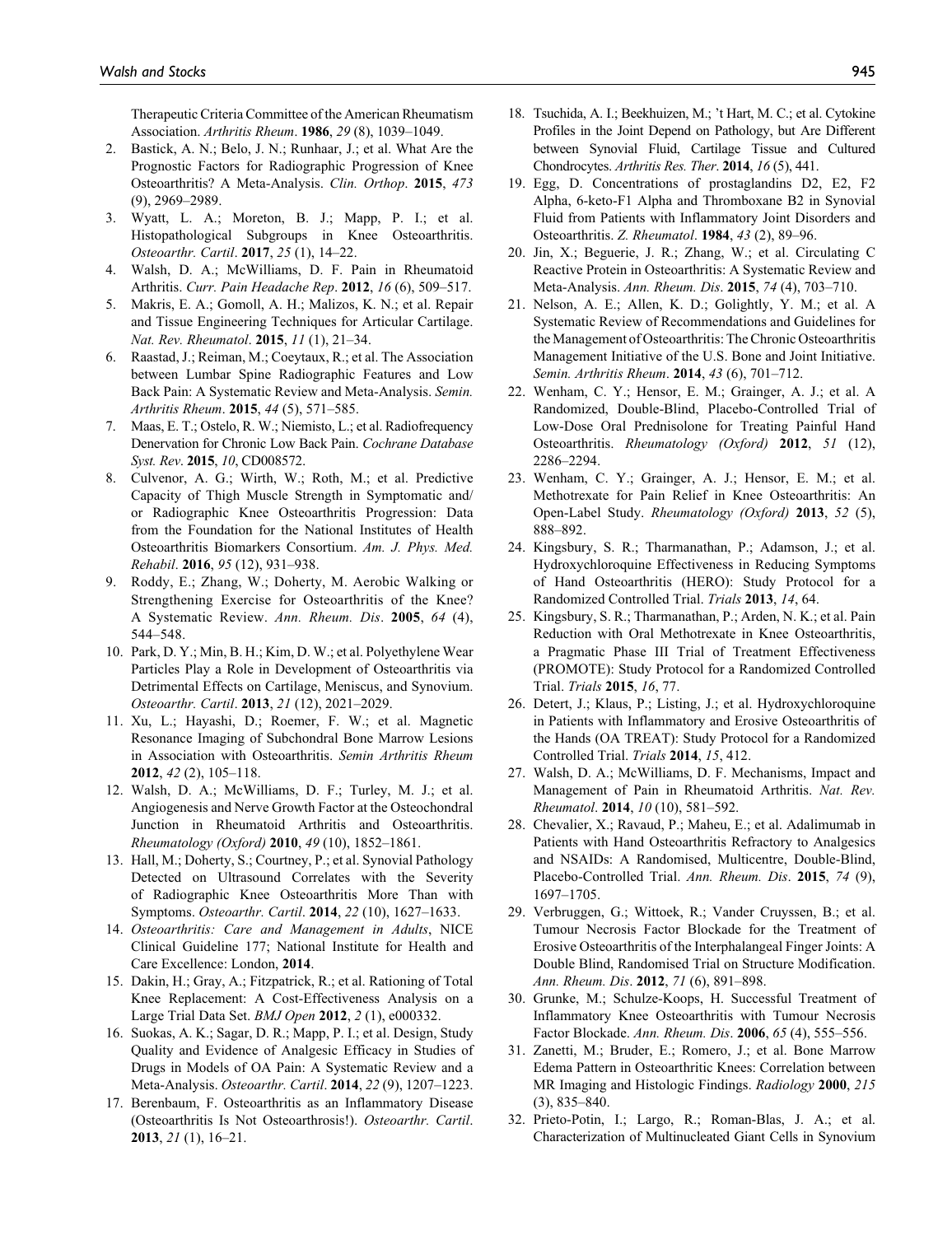Therapeutic Criteria Committee of the American Rheumatism Association. *Arthritis Rheum*. **1986**, *29* (8), 1039–1049.

2. Bastick, A. N.; Belo, J. N.; Runhaar, J.; et al. What Are the Prognostic Factors for Radiographic Progression of Knee Osteoarthritis? A Meta-Analysis. *Clin. Orthop*. **2015**, *473* (9), 2969–2989.
3. Wyatt, L. A.; Moreton, B. J.; Mapp, P. I.; et al. Histopathological Subgroups in Knee Osteoarthritis. *Osteoarthr. Cartil*. **2017**, *25* (1), 14–22.
4. Walsh, D. A.; McWilliams, D. F. Pain in Rheumatoid Arthritis. *Curr. Pain Headache Rep*. **2012**, *16* (6), 509–517.
5. Makris, E. A.; Gomoll, A. H.; Malizos, K. N.; et al. Repair and Tissue Engineering Techniques for Articular Cartilage. *Nat. Rev. Rheumatol*. **2015**, *11* (1), 21–34.
6. Raastad, J.; Reiman, M.; Coeytaux, R.; et al. The Association between Lumbar Spine Radiographic Features and Low Back Pain: A Systematic Review and Meta-Analysis. *Semin. Arthritis Rheum*. **2015**, *44* (5), 571–585.
7. Maas, E. T.; Ostelo, R. W.; Niemisto, L.; et al. Radiofrequency Denervation for Chronic Low Back Pain. *Cochrane Database Syst. Rev*. **2015**, *10*, CD008572.
8. Culvenor, A. G.; Wirth, W.; Roth, M.; et al. Predictive Capacity of Thigh Muscle Strength in Symptomatic and/or Radiographic Knee Osteoarthritis Progression: Data from the Foundation for the National Institutes of Health Osteoarthritis Biomarkers Consortium. *Am. J. Phys. Med. Rehabil*. **2016**, *95* (12), 931–938.
9. Roddy, E.; Zhang, W.; Doherty, M. Aerobic Walking or Strengthening Exercise for Osteoarthritis of the Knee? A Systematic Review. *Ann. Rheum. Dis*. **2005**, *64* (4), 544–548.
10. Park, D. Y.; Min, B. H.; Kim, D. W.; et al. Polyethylene Wear Particles Play a Role in Development of Osteoarthritis via Detrimental Effects on Cartilage, Meniscus, and Synovium. *Osteoarthr. Cartil*. **2013**, *21* (12), 2021–2029.
11. Xu, L.; Hayashi, D.; Roemer, F. W.; et al. Magnetic Resonance Imaging of Subchondral Bone Marrow Lesions in Association with Osteoarthritis. *Semin Arthritis Rheum* **2012**, *42* (2), 105–118.
12. Walsh, D. A.; McWilliams, D. F.; Turley, M. J.; et al. Angiogenesis and Nerve Growth Factor at the Osteochondral Junction in Rheumatoid Arthritis and Osteoarthritis. *Rheumatology (Oxford)* **2010**, *49* (10), 1852–1861.
13. Hall, M.; Doherty, S.; Courtney, P.; et al. Synovial Pathology Detected on Ultrasound Correlates with the Severity of Radiographic Knee Osteoarthritis More Than with Symptoms. *Osteoarthr. Cartil*. **2014**, *22* (10), 1627–1633.
14. *Osteoarthritis: Care and Management in Adults*, NICE Clinical Guideline 177; National Institute for Health and Care Excellence: London, **2014**.
15. Dakin, H.; Gray, A.; Fitzpatrick, R.; et al. Rationing of Total Knee Replacement: A Cost-Effectiveness Analysis on a Large Trial Data Set. *BMJ Open* **2012**, *2* (1), e000332.
16. Suokas, A. K.; Sagar, D. R.; Mapp, P. I.; et al. Design, Study Quality and Evidence of Analgesic Efficacy in Studies of Drugs in Models of OA Pain: A Systematic Review and a Meta-Analysis. *Osteoarthr. Cartil*. **2014**, *22* (9), 1207–1223.
17. Berenbaum, F. Osteoarthritis as an Inflammatory Disease (Osteoarthritis Is Not Osteoarthrosis!). *Osteoarthr. Cartil*. **2013**, *21* (1), 16–21.
18. Tsuchida, A. I.; Beekhuizen, M.; 't Hart, M. C.; et al. Cytokine Profiles in the Joint Depend on Pathology, but Are Different between Synovial Fluid, Cartilage Tissue and Cultured Chondrocytes. *Arthritis Res. Ther*. **2014**, *16* (5), 441.
19. Egg, D. Concentrations of prostaglandins D2, E2, F2 Alpha, 6-keto-F1 Alpha and Thromboxane B2 in Synovial Fluid from Patients with Inflammatory Joint Disorders and Osteoarthritis. *Z. Rheumatol*. **1984**, *43* (2), 89–96.
20. Jin, X.; Beguerie, J. R.; Zhang, W.; et al. Circulating C Reactive Protein in Osteoarthritis: A Systematic Review and Meta-Analysis. *Ann. Rheum. Dis*. **2015**, *74* (4), 703–710.
21. Nelson, A. E.; Allen, K. D.; Golightly, Y. M.; et al. A Systematic Review of Recommendations and Guidelines for the Management of Osteoarthritis: The Chronic Osteoarthritis Management Initiative of the U.S. Bone and Joint Initiative. *Semin. Arthritis Rheum*. **2014**, *43* (6), 701–712.
22. Wenham, C. Y.; Hensor, E. M.; Grainger, A. J.; et al. A Randomized, Double-Blind, Placebo-Controlled Trial of Low-Dose Oral Prednisolone for Treating Painful Hand Osteoarthritis. *Rheumatology (Oxford)* **2012**, *51* (12), 2286–2294.
23. Wenham, C. Y.; Grainger, A. J.; Hensor, E. M.; et al. Methotrexate for Pain Relief in Knee Osteoarthritis: An Open-Label Study. *Rheumatology (Oxford)* **2013**, *52* (5), 888–892.
24. Kingsbury, S. R.; Tharmanathan, P.; Adamson, J.; et al. Hydroxychloroquine Effectiveness in Reducing Symptoms of Hand Osteoarthritis (HERO): Study Protocol for a Randomized Controlled Trial. *Trials* **2013**, *14*, 64.
25. Kingsbury, S. R.; Tharmanathan, P.; Arden, N. K.; et al. Pain Reduction with Oral Methotrexate in Knee Osteoarthritis, a Pragmatic Phase III Trial of Treatment Effectiveness (PROMOTE): Study Protocol for a Randomized Controlled Trial. *Trials* **2015**, *16*, 77.
26. Detert, J.; Klaus, P.; Listing, J.; et al. Hydroxychloroquine in Patients with Inflammatory and Erosive Osteoarthritis of the Hands (OA TREAT): Study Protocol for a Randomized Controlled Trial. *Trials* **2014**, *15*, 412.
27. Walsh, D. A.; McWilliams, D. F. Mechanisms, Impact and Management of Pain in Rheumatoid Arthritis. *Nat. Rev. Rheumatol*. **2014**, *10* (10), 581–592.
28. Chevalier, X.; Ravaud, P.; Maheu, E.; et al. Adalimumab in Patients with Hand Osteoarthritis Refractory to Analgesics and NSAIDs: A Randomised, Multicentre, Double-Blind, Placebo-Controlled Trial. *Ann. Rheum. Dis*. **2015**, *74* (9), 1697–1705.
29. Verbruggen, G.; Wittoek, R.; Vander Cruyssen, B.; et al. Tumour Necrosis Factor Blockade for the Treatment of Erosive Osteoarthritis of the Interphalangeal Finger Joints: A Double Blind, Randomised Trial on Structure Modification. *Ann. Rheum. Dis*. **2012**, *71* (6), 891–898.
30. Grunke, M.; Schulze-Koops, H. Successful Treatment of Inflammatory Knee Osteoarthritis with Tumour Necrosis Factor Blockade. *Ann. Rheum. Dis*. **2006**, *65* (4), 555–556.
31. Zanetti, M.; Bruder, E.; Romero, J.; et al. Bone Marrow Edema Pattern in Osteoarthritic Knees: Correlation between MR Imaging and Histologic Findings. *Radiology* **2000**, *215* (3), 835–840.
32. Prieto-Potin, I.; Largo, R.; Roman-Blas, J. A.; et al. Characterization of Multinucleated Giant Cells in Synovium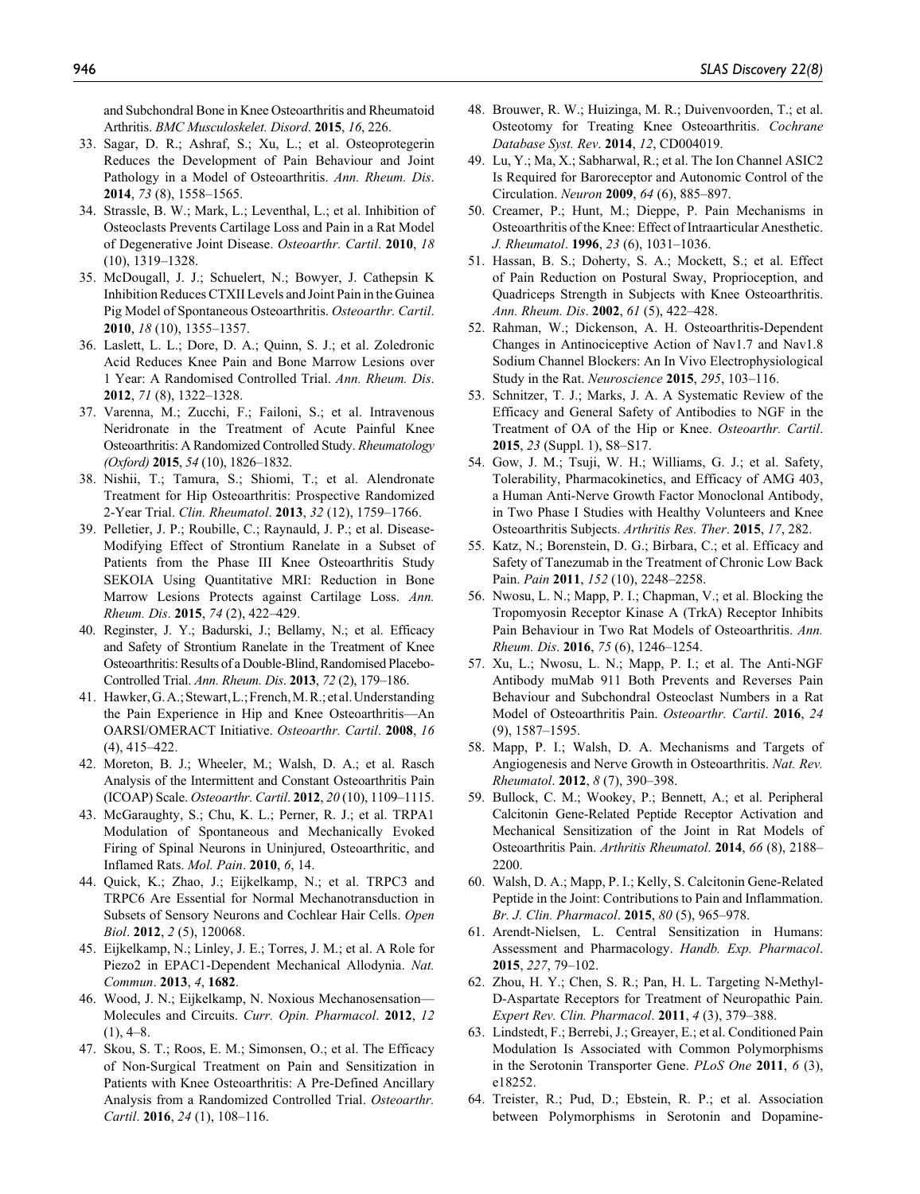and Subchondral Bone in Knee Osteoarthritis and Rheumatoid Arthritis. *BMC Musculoskelet. Disord*. **2015**, *16*, 226.

33. Sagar, D. R.; Ashraf, S.; Xu, L.; et al. Osteoprotegerin Reduces the Development of Pain Behaviour and Joint Pathology in a Model of Osteoarthritis. *Ann. Rheum. Dis*. **2014**, *73* (8), 1558–1565.
34. Strassle, B. W.; Mark, L.; Leventhal, L.; et al. Inhibition of Osteoclasts Prevents Cartilage Loss and Pain in a Rat Model of Degenerative Joint Disease. *Osteoarthr. Cartil*. **2010**, *18* (10), 1319–1328.
35. McDougall, J. J.; Schuelert, N.; Bowyer, J. Cathepsin K Inhibition Reduces CTXII Levels and Joint Pain in the Guinea Pig Model of Spontaneous Osteoarthritis. *Osteoarthr. Cartil*. **2010**, *18* (10), 1355–1357.
36. Laslett, L. L.; Dore, D. A.; Quinn, S. J.; et al. Zoledronic Acid Reduces Knee Pain and Bone Marrow Lesions over 1 Year: A Randomised Controlled Trial. *Ann. Rheum. Dis*. **2012**, *71* (8), 1322–1328.
37. Varenna, M.; Zucchi, F.; Failoni, S.; et al. Intravenous Neridronate in the Treatment of Acute Painful Knee Osteoarthritis: A Randomized Controlled Study. *Rheumatology (Oxford)* **2015**, *54* (10), 1826–1832.
38. Nishii, T.; Tamura, S.; Shiomi, T.; et al. Alendronate Treatment for Hip Osteoarthritis: Prospective Randomized 2-Year Trial. *Clin. Rheumatol*. **2013**, *32* (12), 1759–1766.
39. Pelletier, J. P.; Roubille, C.; Raynauld, J. P.; et al. Disease-Modifying Effect of Strontium Ranelate in a Subset of Patients from the Phase III Knee Osteoarthritis Study SEKOIA Using Quantitative MRI: Reduction in Bone Marrow Lesions Protects against Cartilage Loss. *Ann. Rheum. Dis*. **2015**, *74* (2), 422–429.
40. Reginster, J. Y.; Badurski, J.; Bellamy, N.; et al. Efficacy and Safety of Strontium Ranelate in the Treatment of Knee Osteoarthritis: Results of a Double-Blind, Randomised Placebo-Controlled Trial. *Ann. Rheum. Dis*. **2013**, *72* (2), 179–186.
41. Hawker, G. A.; Stewart, L.; French, M. R.; et al. Understanding the Pain Experience in Hip and Knee Osteoarthritis—An OARSI/OMERACT Initiative. *Osteoarthr. Cartil*. **2008**, *16* (4), 415–422.
42. Moreton, B. J.; Wheeler, M.; Walsh, D. A.; et al. Rasch Analysis of the Intermittent and Constant Osteoarthritis Pain (ICOAP) Scale. *Osteoarthr. Cartil*. **2012**, *20* (10), 1109–1115.
43. McGaraughty, S.; Chu, K. L.; Perner, R. J.; et al. TRPA1 Modulation of Spontaneous and Mechanically Evoked Firing of Spinal Neurons in Uninjured, Osteoarthritic, and Inflamed Rats. *Mol. Pain*. **2010**, *6*, 14.
44. Quick, K.; Zhao, J.; Eijkelkamp, N.; et al. TRPC3 and TRPC6 Are Essential for Normal Mechanotransduction in Subsets of Sensory Neurons and Cochlear Hair Cells. *Open Biol*. **2012**, *2* (5), 120068.
45. Eijkelkamp, N.; Linley, J. E.; Torres, J. M.; et al. A Role for Piezo2 in EPAC1-Dependent Mechanical Allodynia. *Nat. Commun*. **2013**, *4*, **1682**.
46. Wood, J. N.; Eijkelkamp, N. Noxious Mechanosensation—Molecules and Circuits. *Curr. Opin. Pharmacol*. **2012**, *12* (1), 4–8.
47. Skou, S. T.; Roos, E. M.; Simonsen, O.; et al. The Efficacy of Non-Surgical Treatment on Pain and Sensitization in Patients with Knee Osteoarthritis: A Pre-Defined Ancillary Analysis from a Randomized Controlled Trial. *Osteoarthr. Cartil*. **2016**, *24* (1), 108–116.
48. Brouwer, R. W.; Huizinga, M. R.; Duivenvoorden, T.; et al. Osteotomy for Treating Knee Osteoarthritis. *Cochrane Database Syst. Rev*. **2014**, *12*, CD004019.
49. Lu, Y.; Ma, X.; Sabharwal, R.; et al. The Ion Channel ASIC2 Is Required for Baroreceptor and Autonomic Control of the Circulation. *Neuron* **2009**, *64* (6), 885–897.
50. Creamer, P.; Hunt, M.; Dieppe, P. Pain Mechanisms in Osteoarthritis of the Knee: Effect of Intraarticular Anesthetic. *J. Rheumatol*. **1996**, *23* (6), 1031–1036.
51. Hassan, B. S.; Doherty, S. A.; Mockett, S.; et al. Effect of Pain Reduction on Postural Sway, Proprioception, and Quadriceps Strength in Subjects with Knee Osteoarthritis. *Ann. Rheum. Dis*. **2002**, *61* (5), 422–428.
52. Rahman, W.; Dickenson, A. H. Osteoarthritis-Dependent Changes in Antinociceptive Action of Nav1.7 and Nav1.8 Sodium Channel Blockers: An In Vivo Electrophysiological Study in the Rat. *Neuroscience* **2015**, *295*, 103–116.
53. Schnitzer, T. J.; Marks, J. A. A Systematic Review of the Efficacy and General Safety of Antibodies to NGF in the Treatment of OA of the Hip or Knee. *Osteoarthr. Cartil*. **2015**, *23* (Suppl. 1), S8–S17.
54. Gow, J. M.; Tsuji, W. H.; Williams, G. J.; et al. Safety, Tolerability, Pharmacokinetics, and Efficacy of AMG 403, a Human Anti-Nerve Growth Factor Monoclonal Antibody, in Two Phase I Studies with Healthy Volunteers and Knee Osteoarthritis Subjects. *Arthritis Res. Ther*. **2015**, *17*, 282.
55. Katz, N.; Borenstein, D. G.; Birbara, C.; et al. Efficacy and Safety of Tanezumab in the Treatment of Chronic Low Back Pain. *Pain* **2011**, *152* (10), 2248–2258.
56. Nwosu, L. N.; Mapp, P. I.; Chapman, V.; et al. Blocking the Tropomyosin Receptor Kinase A (TrkA) Receptor Inhibits Pain Behaviour in Two Rat Models of Osteoarthritis. *Ann. Rheum. Dis*. **2016**, *75* (6), 1246–1254.
57. Xu, L.; Nwosu, L. N.; Mapp, P. I.; et al. The Anti-NGF Antibody muMab 911 Both Prevents and Reverses Pain Behaviour and Subchondral Osteoclast Numbers in a Rat Model of Osteoarthritis Pain. *Osteoarthr. Cartil*. **2016**, *24* (9), 1587–1595.
58. Mapp, P. I.; Walsh, D. A. Mechanisms and Targets of Angiogenesis and Nerve Growth in Osteoarthritis. *Nat. Rev. Rheumatol*. **2012**, *8* (7), 390–398.
59. Bullock, C. M.; Wookey, P.; Bennett, A.; et al. Peripheral Calcitonin Gene-Related Peptide Receptor Activation and Mechanical Sensitization of the Joint in Rat Models of Osteoarthritis Pain. *Arthritis Rheumatol*. **2014**, *66* (8), 2188–2200.
60. Walsh, D. A.; Mapp, P. I.; Kelly, S. Calcitonin Gene-Related Peptide in the Joint: Contributions to Pain and Inflammation. *Br. J. Clin. Pharmacol*. **2015**, *80* (5), 965–978.
61. Arendt-Nielsen, L. Central Sensitization in Humans: Assessment and Pharmacology. *Handb. Exp. Pharmacol*. **2015**, *227*, 79–102.
62. Zhou, H. Y.; Chen, S. R.; Pan, H. L. Targeting N-Methyl-D-Aspartate Receptors for Treatment of Neuropathic Pain. *Expert Rev. Clin. Pharmacol*. **2011**, *4* (3), 379–388.
63. Lindstedt, F.; Berrebi, J.; Greayer, E.; et al. Conditioned Pain Modulation Is Associated with Common Polymorphisms in the Serotonin Transporter Gene. *PLoS One* **2011**, *6* (3), e18252.
64. Treister, R.; Pud, D.; Ebstein, R. P.; et al. Association between Polymorphisms in Serotonin and Dopamine-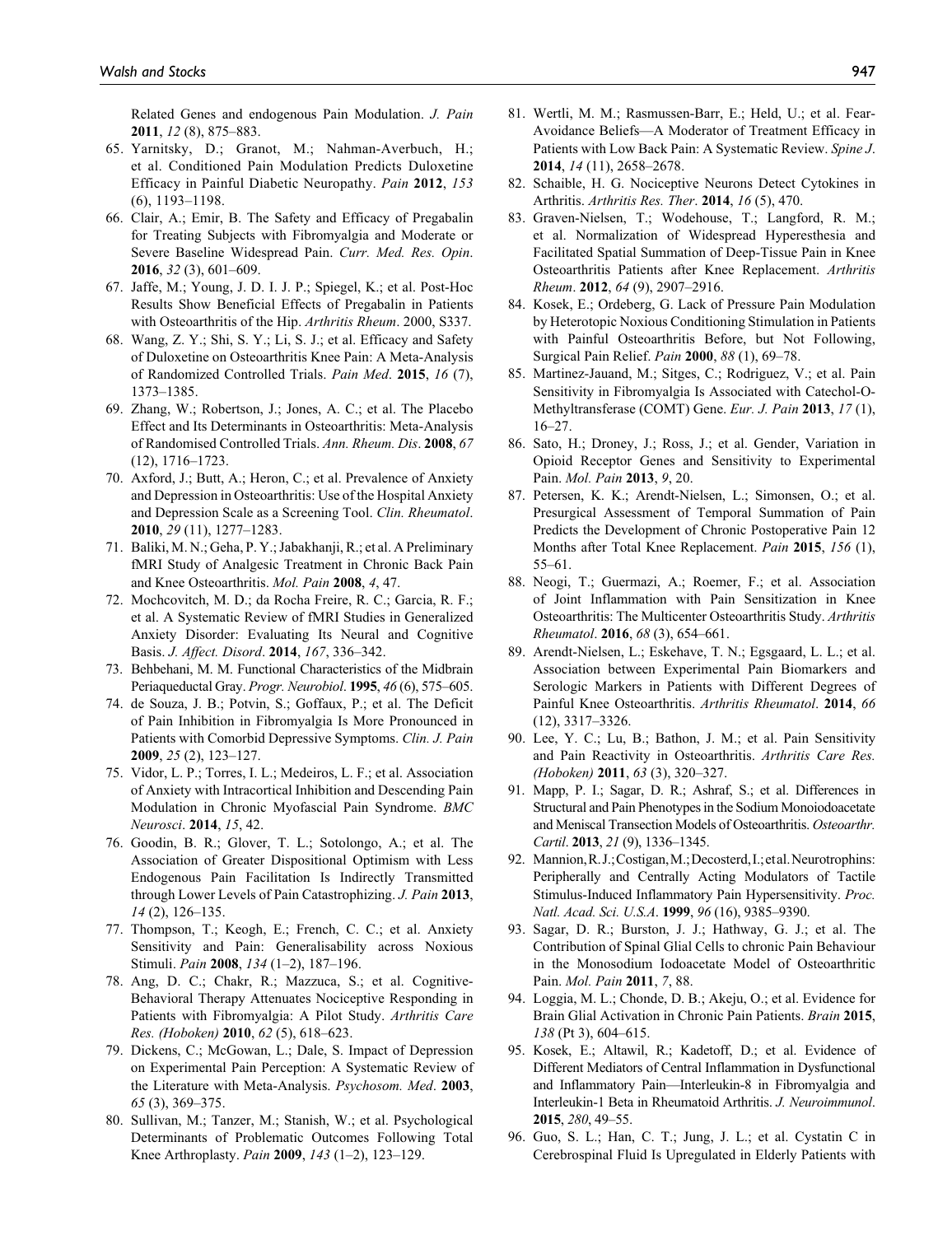Related Genes and endogenous Pain Modulation. *J. Pain* **2011**, *12* (8), 875–883.

65. Yarnitsky, D.; Granot, M.; Nahman-Averbuch, H.; et al. Conditioned Pain Modulation Predicts Duloxetine Efficacy in Painful Diabetic Neuropathy. *Pain* **2012**, *153* (6), 1193–1198.
66. Clair, A.; Emir, B. The Safety and Efficacy of Pregabalin for Treating Subjects with Fibromyalgia and Moderate or Severe Baseline Widespread Pain. *Curr. Med. Res. Opin*. **2016**, *32* (3), 601–609.
67. Jaffe, M.; Young, J. D. I. J. P.; Spiegel, K.; et al. Post-Hoc Results Show Beneficial Effects of Pregabalin in Patients with Osteoarthritis of the Hip. *Arthritis Rheum*. 2000, S337.
68. Wang, Z. Y.; Shi, S. Y.; Li, S. J.; et al. Efficacy and Safety of Duloxetine on Osteoarthritis Knee Pain: A Meta-Analysis of Randomized Controlled Trials. *Pain Med*. **2015**, *16* (7), 1373–1385.
69. Zhang, W.; Robertson, J.; Jones, A. C.; et al. The Placebo Effect and Its Determinants in Osteoarthritis: Meta-Analysis of Randomised Controlled Trials. *Ann. Rheum. Dis*. **2008**, *67* (12), 1716–1723.
70. Axford, J.; Butt, A.; Heron, C.; et al. Prevalence of Anxiety and Depression in Osteoarthritis: Use of the Hospital Anxiety and Depression Scale as a Screening Tool. *Clin. Rheumatol*. **2010**, *29* (11), 1277–1283.
71. Baliki, M. N.; Geha, P. Y.; Jabakhanji, R.; et al. A Preliminary fMRI Study of Analgesic Treatment in Chronic Back Pain and Knee Osteoarthritis. *Mol. Pain* **2008**, *4*, 47.
72. Mochcovitch, M. D.; da Rocha Freire, R. C.; Garcia, R. F.; et al. A Systematic Review of fMRI Studies in Generalized Anxiety Disorder: Evaluating Its Neural and Cognitive Basis. *J. Affect. Disord*. **2014**, *167*, 336–342.
73. Behbehani, M. M. Functional Characteristics of the Midbrain Periaqueductal Gray. *Progr. Neurobiol*. **1995**, *46* (6), 575–605.
74. de Souza, J. B.; Potvin, S.; Goffaux, P.; et al. The Deficit of Pain Inhibition in Fibromyalgia Is More Pronounced in Patients with Comorbid Depressive Symptoms. *Clin. J. Pain* **2009**, *25* (2), 123–127.
75. Vidor, L. P.; Torres, I. L.; Medeiros, L. F.; et al. Association of Anxiety with Intracortical Inhibition and Descending Pain Modulation in Chronic Myofascial Pain Syndrome. *BMC Neurosci*. **2014**, *15*, 42.
76. Goodin, B. R.; Glover, T. L.; Sotolongo, A.; et al. The Association of Greater Dispositional Optimism with Less Endogenous Pain Facilitation Is Indirectly Transmitted through Lower Levels of Pain Catastrophizing. *J. Pain* **2013**, *14* (2), 126–135.
77. Thompson, T.; Keogh, E.; French, C. C.; et al. Anxiety Sensitivity and Pain: Generalisability across Noxious Stimuli. *Pain* **2008**, *134* (1–2), 187–196.
78. Ang, D. C.; Chakr, R.; Mazzuca, S.; et al. Cognitive-Behavioral Therapy Attenuates Nociceptive Responding in Patients with Fibromyalgia: A Pilot Study. *Arthritis Care Res. (Hoboken)* **2010**, *62* (5), 618–623.
79. Dickens, C.; McGowan, L.; Dale, S. Impact of Depression on Experimental Pain Perception: A Systematic Review of the Literature with Meta-Analysis. *Psychosom. Med*. **2003**, *65* (3), 369–375.
80. Sullivan, M.; Tanzer, M.; Stanish, W.; et al. Psychological Determinants of Problematic Outcomes Following Total Knee Arthroplasty. *Pain* **2009**, *143* (1–2), 123–129.
81. Wertli, M. M.; Rasmussen-Barr, E.; Held, U.; et al. Fear-Avoidance Beliefs—A Moderator of Treatment Efficacy in Patients with Low Back Pain: A Systematic Review. *Spine J*. **2014**, *14* (11), 2658–2678.
82. Schaible, H. G. Nociceptive Neurons Detect Cytokines in Arthritis. *Arthritis Res. Ther*. **2014**, *16* (5), 470.
83. Graven-Nielsen, T.; Wodehouse, T.; Langford, R. M.; et al. Normalization of Widespread Hyperesthesia and Facilitated Spatial Summation of Deep-Tissue Pain in Knee Osteoarthritis Patients after Knee Replacement. *Arthritis Rheum*. **2012**, *64* (9), 2907–2916.
84. Kosek, E.; Ordeberg, G. Lack of Pressure Pain Modulation by Heterotopic Noxious Conditioning Stimulation in Patients with Painful Osteoarthritis Before, but Not Following, Surgical Pain Relief. *Pain* **2000**, *88* (1), 69–78.
85. Martinez-Jauand, M.; Sitges, C.; Rodriguez, V.; et al. Pain Sensitivity in Fibromyalgia Is Associated with Catechol-O-Methyltransferase (COMT) Gene. *Eur. J. Pain* **2013**, *17* (1), 16–27.
86. Sato, H.; Droney, J.; Ross, J.; et al. Gender, Variation in Opioid Receptor Genes and Sensitivity to Experimental Pain. *Mol. Pain* **2013**, *9*, 20.
87. Petersen, K. K.; Arendt-Nielsen, L.; Simonsen, O.; et al. Presurgical Assessment of Temporal Summation of Pain Predicts the Development of Chronic Postoperative Pain 12 Months after Total Knee Replacement. *Pain* **2015**, *156* (1), 55–61.
88. Neogi, T.; Guermazi, A.; Roemer, F.; et al. Association of Joint Inflammation with Pain Sensitization in Knee Osteoarthritis: The Multicenter Osteoarthritis Study. *Arthritis Rheumatol*. **2016**, *68* (3), 654–661.
89. Arendt-Nielsen, L.; Eskehave, T. N.; Egsgaard, L. L.; et al. Association between Experimental Pain Biomarkers and Serologic Markers in Patients with Different Degrees of Painful Knee Osteoarthritis. *Arthritis Rheumatol*. **2014**, *66* (12), 3317–3326.
90. Lee, Y. C.; Lu, B.; Bathon, J. M.; et al. Pain Sensitivity and Pain Reactivity in Osteoarthritis. *Arthritis Care Res. (Hoboken)* **2011**, *63* (3), 320–327.
91. Mapp, P. I.; Sagar, D. R.; Ashraf, S.; et al. Differences in Structural and Pain Phenotypes in the Sodium Monoiodoacetate and Meniscal Transection Models of Osteoarthritis. *Osteoarthr. Cartil*. **2013**, *21* (9), 1336–1345.
92. Mannion, R. J.; Costigan, M.; Decosterd, I.; et al. Neurotrophins: Peripherally and Centrally Acting Modulators of Tactile Stimulus-Induced Inflammatory Pain Hypersensitivity. *Proc. Natl. Acad. Sci. U.S.A*. **1999**, *96* (16), 9385–9390.
93. Sagar, D. R.; Burston, J. J.; Hathway, G. J.; et al. The Contribution of Spinal Glial Cells to chronic Pain Behaviour in the Monosodium Iodoacetate Model of Osteoarthritic Pain. *Mol. Pain* **2011**, *7*, 88.
94. Loggia, M. L.; Chonde, D. B.; Akeju, O.; et al. Evidence for Brain Glial Activation in Chronic Pain Patients. *Brain* **2015**, *138* (Pt 3), 604–615.
95. Kosek, E.; Altawil, R.; Kadetoff, D.; et al. Evidence of Different Mediators of Central Inflammation in Dysfunctional and Inflammatory Pain—Interleukin-8 in Fibromyalgia and Interleukin-1 Beta in Rheumatoid Arthritis. *J. Neuroimmunol*. **2015**, *280*, 49–55.
96. Guo, S. L.; Han, C. T.; Jung, J. L.; et al. Cystatin C in Cerebrospinal Fluid Is Upregulated in Elderly Patients with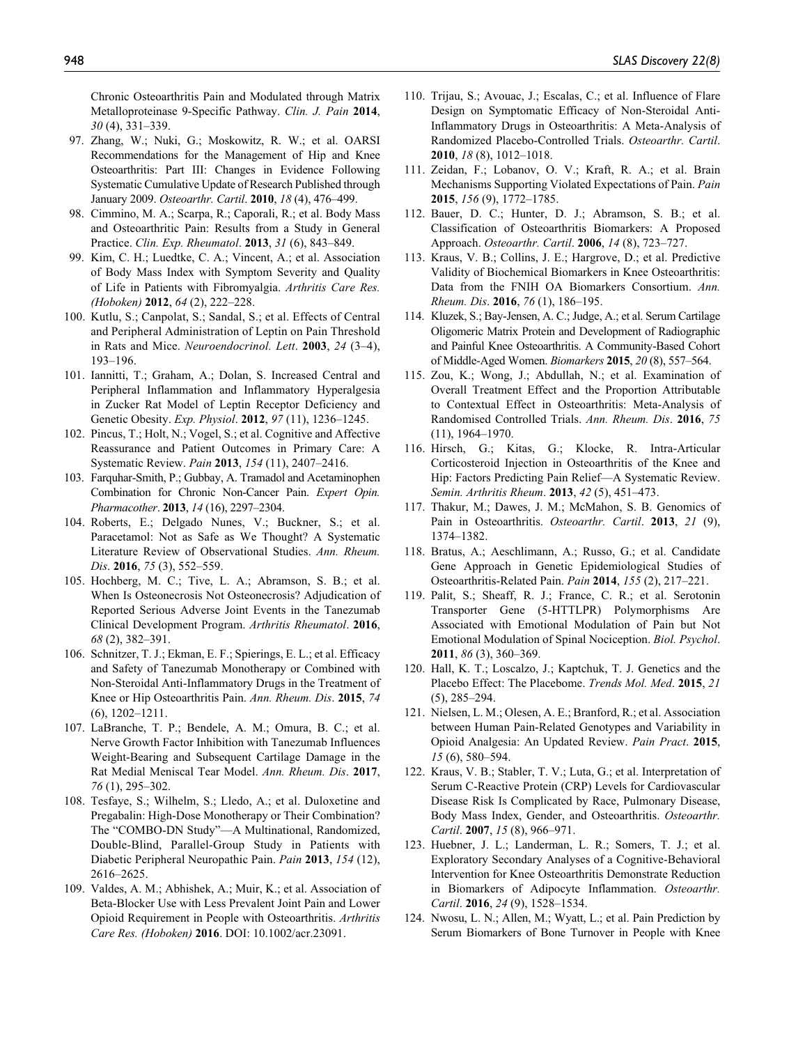Chronic Osteoarthritis Pain and Modulated through Matrix Metalloproteinase 9-Specific Pathway. *Clin. J. Pain* **2014**, *30* (4), 331–339.

97. Zhang, W.; Nuki, G.; Moskowitz, R. W.; et al. OARSI Recommendations for the Management of Hip and Knee Osteoarthritis: Part III: Changes in Evidence Following Systematic Cumulative Update of Research Published through January 2009. *Osteoarthr. Cartil*. **2010**, *18* (4), 476–499.
98. Cimmino, M. A.; Scarpa, R.; Caporali, R.; et al. Body Mass and Osteoarthritic Pain: Results from a Study in General Practice. *Clin. Exp. Rheumatol*. **2013**, *31* (6), 843–849.
99. Kim, C. H.; Luedtke, C. A.; Vincent, A.; et al. Association of Body Mass Index with Symptom Severity and Quality of Life in Patients with Fibromyalgia. *Arthritis Care Res. (Hoboken)* **2012**, *64* (2), 222–228.
100. Kutlu, S.; Canpolat, S.; Sandal, S.; et al. Effects of Central and Peripheral Administration of Leptin on Pain Threshold in Rats and Mice. *Neuroendocrinol. Lett*. **2003**, *24* (3–4), 193–196.
101. Iannitti, T.; Graham, A.; Dolan, S. Increased Central and Peripheral Inflammation and Inflammatory Hyperalgesia in Zucker Rat Model of Leptin Receptor Deficiency and Genetic Obesity. *Exp. Physiol*. **2012**, *97* (11), 1236–1245.
102. Pincus, T.; Holt, N.; Vogel, S.; et al. Cognitive and Affective Reassurance and Patient Outcomes in Primary Care: A Systematic Review. *Pain* **2013**, *154* (11), 2407–2416.
103. Farquhar-Smith, P.; Gubbay, A. Tramadol and Acetaminophen Combination for Chronic Non-Cancer Pain. *Expert Opin. Pharmacother*. **2013**, *14* (16), 2297–2304.
104. Roberts, E.; Delgado Nunes, V.; Buckner, S.; et al. Paracetamol: Not as Safe as We Thought? A Systematic Literature Review of Observational Studies. *Ann. Rheum. Dis*. **2016**, *75* (3), 552–559.
105. Hochberg, M. C.; Tive, L. A.; Abramson, S. B.; et al. When Is Osteonecrosis Not Osteonecrosis? Adjudication of Reported Serious Adverse Joint Events in the Tanezumab Clinical Development Program. *Arthritis Rheumatol*. **2016**, *68* (2), 382–391.
106. Schnitzer, T. J.; Ekman, E. F.; Spierings, E. L.; et al. Efficacy and Safety of Tanezumab Monotherapy or Combined with Non-Steroidal Anti-Inflammatory Drugs in the Treatment of Knee or Hip Osteoarthritis Pain. *Ann. Rheum. Dis*. **2015**, *74* (6), 1202–1211.
107. LaBranche, T. P.; Bendele, A. M.; Omura, B. C.; et al. Nerve Growth Factor Inhibition with Tanezumab Influences Weight-Bearing and Subsequent Cartilage Damage in the Rat Medial Meniscal Tear Model. *Ann. Rheum. Dis*. **2017**, *76* (1), 295–302.
108. Tesfaye, S.; Wilhelm, S.; Lledo, A.; et al. Duloxetine and Pregabalin: High-Dose Monotherapy or Their Combination? The "COMBO-DN Study"—A Multinational, Randomized, Double-Blind, Parallel-Group Study in Patients with Diabetic Peripheral Neuropathic Pain. *Pain* **2013**, *154* (12), 2616–2625.
109. Valdes, A. M.; Abhishek, A.; Muir, K.; et al. Association of Beta-Blocker Use with Less Prevalent Joint Pain and Lower Opioid Requirement in People with Osteoarthritis. *Arthritis Care Res. (Hoboken)* **2016**. DOI: 10.1002/acr.23091.
110. Trijau, S.; Avouac, J.; Escalas, C.; et al. Influence of Flare Design on Symptomatic Efficacy of Non-Steroidal Anti-Inflammatory Drugs in Osteoarthritis: A Meta-Analysis of Randomized Placebo-Controlled Trials. *Osteoarthr. Cartil*. **2010**, *18* (8), 1012–1018.
111. Zeidan, F.; Lobanov, O. V.; Kraft, R. A.; et al. Brain Mechanisms Supporting Violated Expectations of Pain. *Pain* **2015**, *156* (9), 1772–1785.
112. Bauer, D. C.; Hunter, D. J.; Abramson, S. B.; et al. Classification of Osteoarthritis Biomarkers: A Proposed Approach. *Osteoarthr. Cartil*. **2006**, *14* (8), 723–727.
113. Kraus, V. B.; Collins, J. E.; Hargrove, D.; et al. Predictive Validity of Biochemical Biomarkers in Knee Osteoarthritis: Data from the FNIH OA Biomarkers Consortium. *Ann. Rheum. Dis*. **2016**, *76* (1), 186–195.
114. Kluzek, S.; Bay-Jensen, A. C.; Judge, A.; et al. Serum Cartilage Oligomeric Matrix Protein and Development of Radiographic and Painful Knee Osteoarthritis. A Community-Based Cohort of Middle-Aged Women. *Biomarkers* **2015**, *20* (8), 557–564.
115. Zou, K.; Wong, J.; Abdullah, N.; et al. Examination of Overall Treatment Effect and the Proportion Attributable to Contextual Effect in Osteoarthritis: Meta-Analysis of Randomised Controlled Trials. *Ann. Rheum. Dis*. **2016**, *75* (11), 1964–1970.
116. Hirsch, G.; Kitas, G.; Klocke, R. Intra-Articular Corticosteroid Injection in Osteoarthritis of the Knee and Hip: Factors Predicting Pain Relief—A Systematic Review. *Semin. Arthritis Rheum*. **2013**, *42* (5), 451–473.
117. Thakur, M.; Dawes, J. M.; McMahon, S. B. Genomics of Pain in Osteoarthritis. *Osteoarthr. Cartil*. **2013**, *21* (9), 1374–1382.
118. Bratus, A.; Aeschlimann, A.; Russo, G.; et al. Candidate Gene Approach in Genetic Epidemiological Studies of Osteoarthritis-Related Pain. *Pain* **2014**, *155* (2), 217–221.
119. Palit, S.; Sheaff, R. J.; France, C. R.; et al. Serotonin Transporter Gene (5-HTTLPR) Polymorphisms Are Associated with Emotional Modulation of Pain but Not Emotional Modulation of Spinal Nociception. *Biol. Psychol*. **2011**, *86* (3), 360–369.
120. Hall, K. T.; Loscalzo, J.; Kaptchuk, T. J. Genetics and the Placebo Effect: The Placebome. *Trends Mol. Med*. **2015**, *21* (5), 285–294.
121. Nielsen, L. M.; Olesen, A. E.; Branford, R.; et al. Association between Human Pain-Related Genotypes and Variability in Opioid Analgesia: An Updated Review. *Pain Pract*. **2015**, *15* (6), 580–594.
122. Kraus, V. B.; Stabler, T. V.; Luta, G.; et al. Interpretation of Serum C-Reactive Protein (CRP) Levels for Cardiovascular Disease Risk Is Complicated by Race, Pulmonary Disease, Body Mass Index, Gender, and Osteoarthritis. *Osteoarthr. Cartil*. **2007**, *15* (8), 966–971.
123. Huebner, J. L.; Landerman, L. R.; Somers, T. J.; et al. Exploratory Secondary Analyses of a Cognitive-Behavioral Intervention for Knee Osteoarthritis Demonstrate Reduction in Biomarkers of Adipocyte Inflammation. *Osteoarthr. Cartil*. **2016**, *24* (9), 1528–1534.
124. Nwosu, L. N.; Allen, M.; Wyatt, L.; et al. Pain Prediction by Serum Biomarkers of Bone Turnover in People with Knee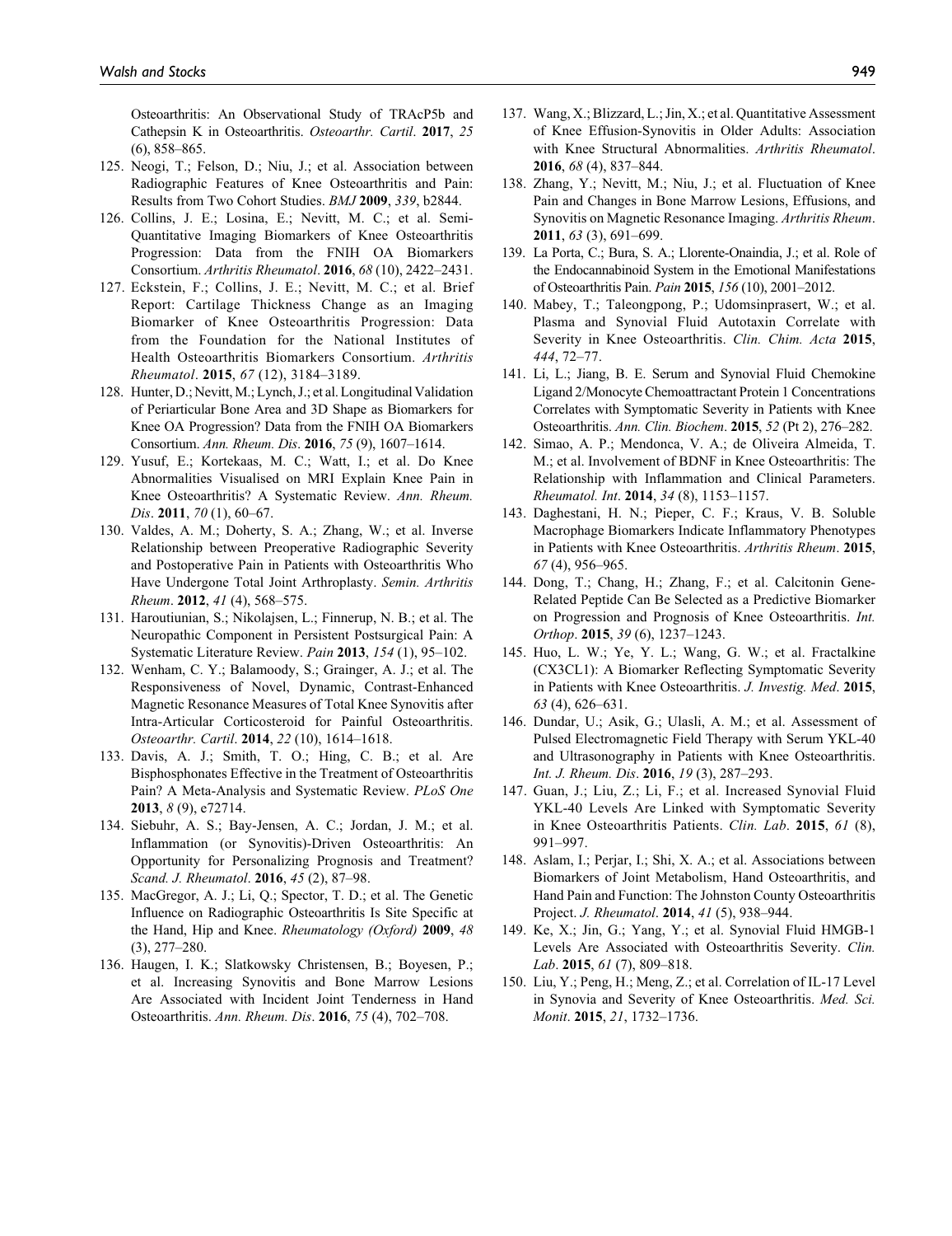Osteoarthritis: An Observational Study of TRAcP5b and Cathepsin K in Osteoarthritis. *Osteoarthr. Cartil*. **2017**, *25* (6), 858–865.

125. Neogi, T.; Felson, D.; Niu, J.; et al. Association between Radiographic Features of Knee Osteoarthritis and Pain: Results from Two Cohort Studies. *BMJ* **2009**, *339*, b2844.
126. Collins, J. E.; Losina, E.; Nevitt, M. C.; et al. Semi-Quantitative Imaging Biomarkers of Knee Osteoarthritis Progression: Data from the FNIH OA Biomarkers Consortium. *Arthritis Rheumatol*. **2016**, *68* (10), 2422–2431.
127. Eckstein, F.; Collins, J. E.; Nevitt, M. C.; et al. Brief Report: Cartilage Thickness Change as an Imaging Biomarker of Knee Osteoarthritis Progression: Data from the Foundation for the National Institutes of Health Osteoarthritis Biomarkers Consortium. *Arthritis Rheumatol*. **2015**, *67* (12), 3184–3189.
128. Hunter, D.; Nevitt, M.; Lynch, J.; et al. Longitudinal Validation of Periarticular Bone Area and 3D Shape as Biomarkers for Knee OA Progression? Data from the FNIH OA Biomarkers Consortium. *Ann. Rheum. Dis*. **2016**, *75* (9), 1607–1614.
129. Yusuf, E.; Kortekaas, M. C.; Watt, I.; et al. Do Knee Abnormalities Visualised on MRI Explain Knee Pain in Knee Osteoarthritis? A Systematic Review. *Ann. Rheum. Dis*. **2011**, *70* (1), 60–67.
130. Valdes, A. M.; Doherty, S. A.; Zhang, W.; et al. Inverse Relationship between Preoperative Radiographic Severity and Postoperative Pain in Patients with Osteoarthritis Who Have Undergone Total Joint Arthroplasty. *Semin. Arthritis Rheum*. **2012**, *41* (4), 568–575.
131. Haroutiunian, S.; Nikolajsen, L.; Finnerup, N. B.; et al. The Neuropathic Component in Persistent Postsurgical Pain: A Systematic Literature Review. *Pain* **2013**, *154* (1), 95–102.
132. Wenham, C. Y.; Balamoody, S.; Grainger, A. J.; et al. The Responsiveness of Novel, Dynamic, Contrast-Enhanced Magnetic Resonance Measures of Total Knee Synovitis after Intra-Articular Corticosteroid for Painful Osteoarthritis. *Osteoarthr. Cartil*. **2014**, *22* (10), 1614–1618.
133. Davis, A. J.; Smith, T. O.; Hing, C. B.; et al. Are Bisphosphonates Effective in the Treatment of Osteoarthritis Pain? A Meta-Analysis and Systematic Review. *PLoS One* **2013**, *8* (9), e72714.
134. Siebuhr, A. S.; Bay-Jensen, A. C.; Jordan, J. M.; et al. Inflammation (or Synovitis)-Driven Osteoarthritis: An Opportunity for Personalizing Prognosis and Treatment? *Scand. J. Rheumatol*. **2016**, *45* (2), 87–98.
135. MacGregor, A. J.; Li, Q.; Spector, T. D.; et al. The Genetic Influence on Radiographic Osteoarthritis Is Site Specific at the Hand, Hip and Knee. *Rheumatology (Oxford)* **2009**, *48* (3), 277–280.
136. Haugen, I. K.; Slatkowsky Christensen, B.; Boyesen, P.; et al. Increasing Synovitis and Bone Marrow Lesions Are Associated with Incident Joint Tenderness in Hand Osteoarthritis. *Ann. Rheum. Dis*. **2016**, *75* (4), 702–708.
137. Wang, X.; Blizzard, L.; Jin, X.; et al. Quantitative Assessment of Knee Effusion-Synovitis in Older Adults: Association with Knee Structural Abnormalities. *Arthritis Rheumatol*. **2016**, *68* (4), 837–844.
138. Zhang, Y.; Nevitt, M.; Niu, J.; et al. Fluctuation of Knee Pain and Changes in Bone Marrow Lesions, Effusions, and Synovitis on Magnetic Resonance Imaging. *Arthritis Rheum*. **2011**, *63* (3), 691–699.
139. La Porta, C.; Bura, S. A.; Llorente-Onaindia, J.; et al. Role of the Endocannabinoid System in the Emotional Manifestations of Osteoarthritis Pain. *Pain* **2015**, *156* (10), 2001–2012.
140. Mabey, T.; Taleongpong, P.; Udomsinprasert, W.; et al. Plasma and Synovial Fluid Autotaxin Correlate with Severity in Knee Osteoarthritis. *Clin. Chim. Acta* **2015**, *444*, 72–77.
141. Li, L.; Jiang, B. E. Serum and Synovial Fluid Chemokine Ligand 2/Monocyte Chemoattractant Protein 1 Concentrations Correlates with Symptomatic Severity in Patients with Knee Osteoarthritis. *Ann. Clin. Biochem*. **2015**, *52* (Pt 2), 276–282.
142. Simao, A. P.; Mendonca, V. A.; de Oliveira Almeida, T. M.; et al. Involvement of BDNF in Knee Osteoarthritis: The Relationship with Inflammation and Clinical Parameters. *Rheumatol. Int*. **2014**, *34* (8), 1153–1157.
143. Daghestani, H. N.; Pieper, C. F.; Kraus, V. B. Soluble Macrophage Biomarkers Indicate Inflammatory Phenotypes in Patients with Knee Osteoarthritis. *Arthritis Rheum*. **2015**, *67* (4), 956–965.
144. Dong, T.; Chang, H.; Zhang, F.; et al. Calcitonin Gene-Related Peptide Can Be Selected as a Predictive Biomarker on Progression and Prognosis of Knee Osteoarthritis. *Int. Orthop*. **2015**, *39* (6), 1237–1243.
145. Huo, L. W.; Ye, Y. L.; Wang, G. W.; et al. Fractalkine (CX3CL1): A Biomarker Reflecting Symptomatic Severity in Patients with Knee Osteoarthritis. *J. Investig. Med*. **2015**, *63* (4), 626–631.
146. Dundar, U.; Asik, G.; Ulasli, A. M.; et al. Assessment of Pulsed Electromagnetic Field Therapy with Serum YKL-40 and Ultrasonography in Patients with Knee Osteoarthritis. *Int. J. Rheum. Dis*. **2016**, *19* (3), 287–293.
147. Guan, J.; Liu, Z.; Li, F.; et al. Increased Synovial Fluid YKL-40 Levels Are Linked with Symptomatic Severity in Knee Osteoarthritis Patients. *Clin. Lab*. **2015**, *61* (8), 991–997.
148. Aslam, I.; Perjar, I.; Shi, X. A.; et al. Associations between Biomarkers of Joint Metabolism, Hand Osteoarthritis, and Hand Pain and Function: The Johnston County Osteoarthritis Project. *J. Rheumatol*. **2014**, *41* (5), 938–944.
149. Ke, X.; Jin, G.; Yang, Y.; et al. Synovial Fluid HMGB-1 Levels Are Associated with Osteoarthritis Severity. *Clin. Lab*. **2015**, *61* (7), 809–818.
150. Liu, Y.; Peng, H.; Meng, Z.; et al. Correlation of IL-17 Level in Synovia and Severity of Knee Osteoarthritis. *Med. Sci. Monit*. **2015**, *21*, 1732–1736.